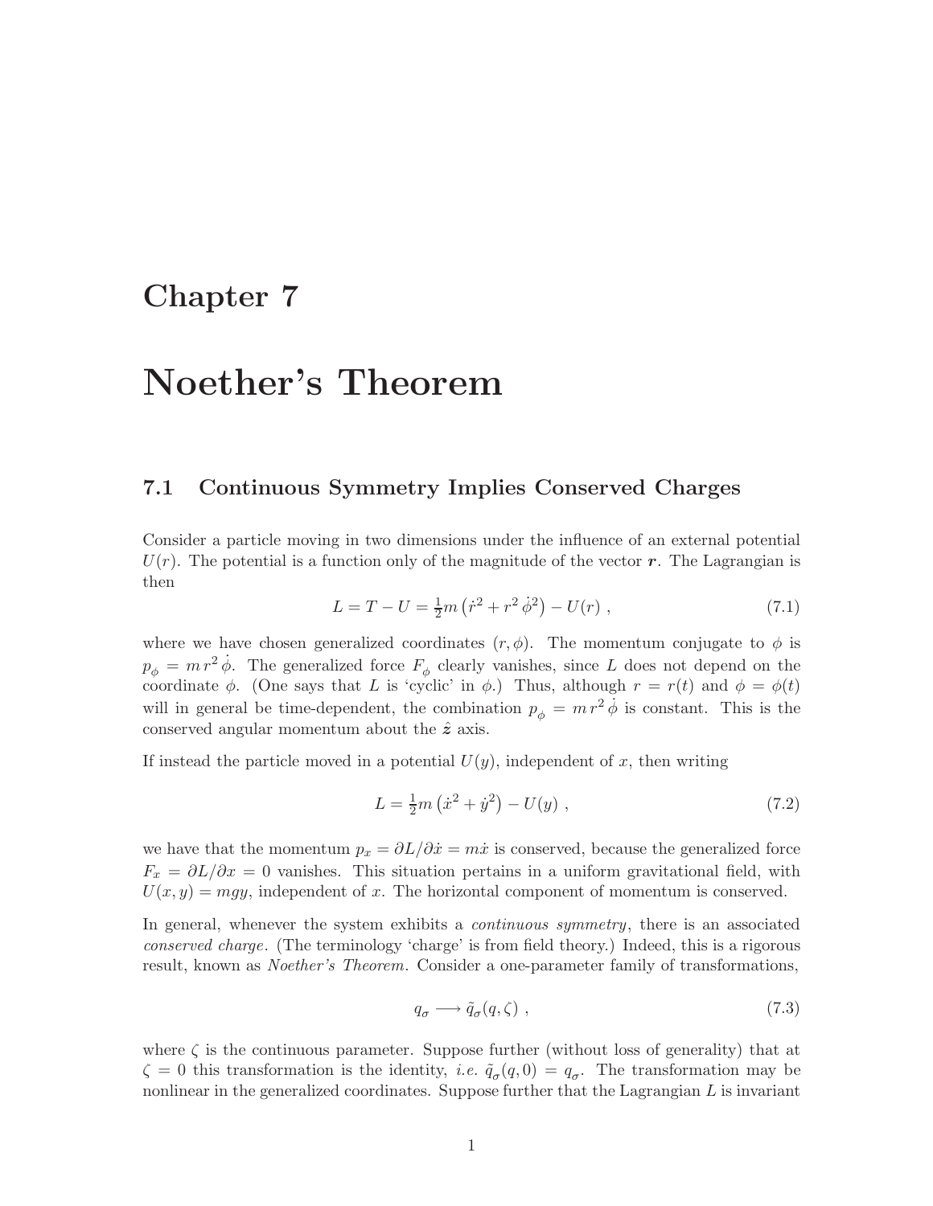# Chapter 7

# Noether's Theorem

## 7.1 Continuous Symmetry Implies Conserved Charges

Consider a particle moving in two dimensions under the influence of an external potential $U(r)$. The potential is a function only of the magnitude of the vector $\boldsymbol{r}$. The Lagrangian is then

$$L = T - U = \tfrac{1}{2}m\left(\dot{r}^2 + r^2\,\dot{\phi}^2\right) - U(r) \; , \tag{7.1}$$

where we have chosen generalized coordinates $(r, \phi)$. The momentum conjugate to $\phi$ is $p_\phi = m\,r^2\,\dot{\phi}$. The generalized force $F_\phi$ clearly vanishes, since $L$ does not depend on the coordinate $\phi$. (One says that $L$ is 'cyclic' in $\phi$.) Thus, although $r = r(t)$ and $\phi = \phi(t)$ will in general be time-dependent, the combination $p_\phi = m\,r^2\,\dot{\phi}$ is constant. This is the conserved angular momentum about the $\hat{\boldsymbol{z}}$ axis.

If instead the particle moved in a potential $U(y)$, independent of $x$, then writing

$$L = \tfrac{1}{2}m\left(\dot{x}^2 + \dot{y}^2\right) - U(y) \; , \tag{7.2}$$

we have that the momentum $p_x = \partial L/\partial \dot{x} = m\dot{x}$ is conserved, because the generalized force $F_x = \partial L/\partial x = 0$ vanishes. This situation pertains in a uniform gravitational field, with $U(x, y) = mgy$, independent of $x$. The horizontal component of momentum is conserved.

In general, whenever the system exhibits a *continuous symmetry*, there is an associated *conserved charge*. (The terminology 'charge' is from field theory.) Indeed, this is a rigorous result, known as *Noether's Theorem*. Consider a one-parameter family of transformations,

$$q_\sigma \longrightarrow \tilde{q}_\sigma(q, \zeta) \; , \tag{7.3}$$

where $\zeta$ is the continuous parameter. Suppose further (without loss of generality) that at $\zeta = 0$ this transformation is the identity, *i.e.* $\tilde{q}_\sigma(q, 0) = q_\sigma$. The transformation may be nonlinear in the generalized coordinates. Suppose further that the Lagrangian $L$ is invariant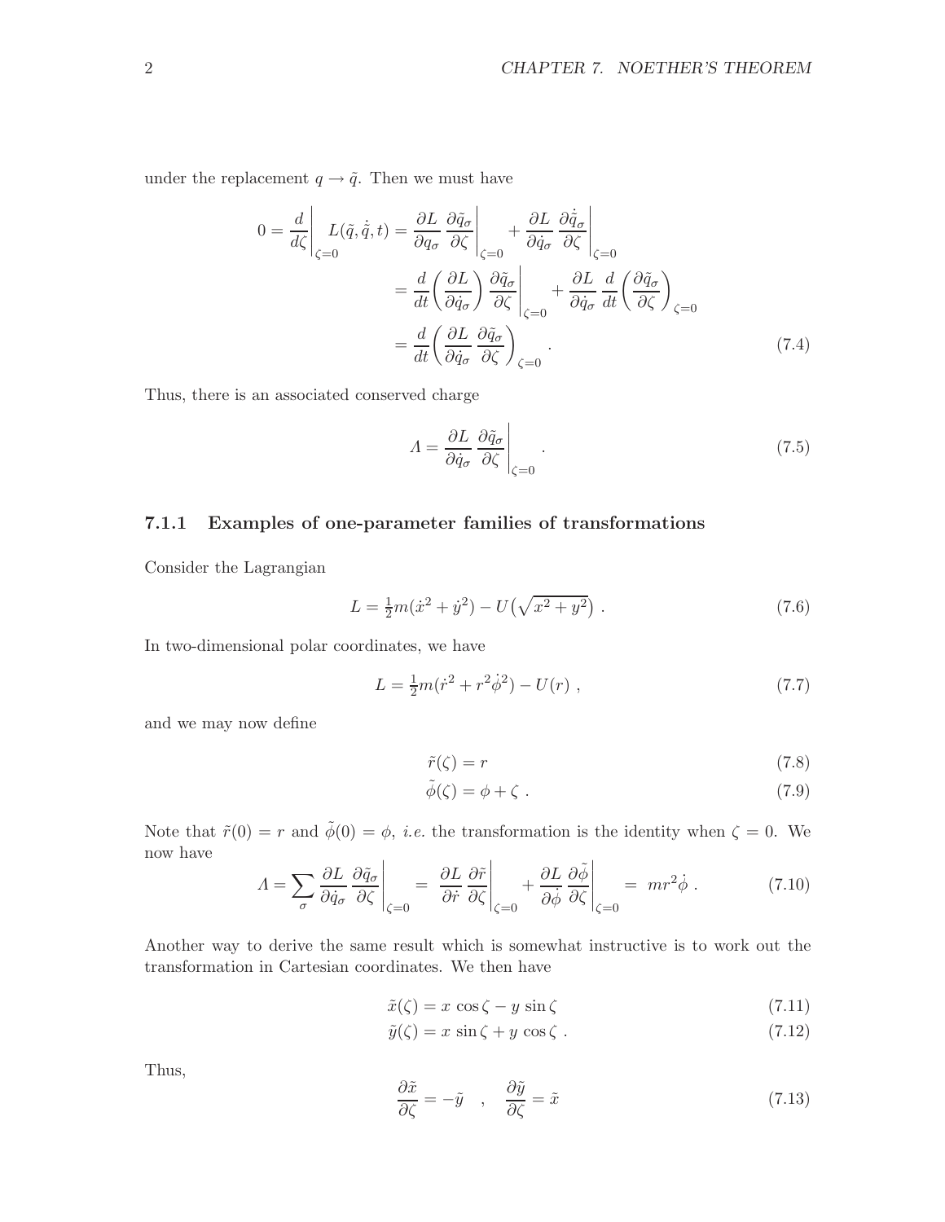under the replacement $q \to \tilde{q}$. Then we must have

$$
\begin{aligned}
0 = \frac{d}{d\zeta}\bigg|_{\zeta=0} L(\tilde{q}, \dot{\tilde{q}}, t) &= \frac{\partial L}{\partial q_\sigma} \frac{\partial \tilde{q}_\sigma}{\partial \zeta}\bigg|_{\zeta=0} + \frac{\partial L}{\partial \dot{q}_\sigma} \frac{\partial \dot{\tilde{q}}_\sigma}{\partial \zeta}\bigg|_{\zeta=0} \\
&= \frac{d}{dt}\bigg(\frac{\partial L}{\partial \dot{q}_\sigma}\bigg) \frac{\partial \tilde{q}_\sigma}{\partial \zeta}\bigg|_{\zeta=0} + \frac{\partial L}{\partial \dot{q}_\sigma} \frac{d}{dt}\bigg(\frac{\partial \tilde{q}_\sigma}{\partial \zeta}\bigg)_{\zeta=0} \\
&= \frac{d}{dt}\bigg(\frac{\partial L}{\partial \dot{q}_\sigma} \frac{\partial \tilde{q}_\sigma}{\partial \zeta}\bigg)_{\zeta=0} .
\end{aligned}
\tag{7.4}
$$

Thus, there is an associated conserved charge

$$
\Lambda = \frac{\partial L}{\partial \dot{q}_\sigma} \frac{\partial \tilde{q}_\sigma}{\partial \zeta}\bigg|_{\zeta=0} .
\tag{7.5}
$$

### 7.1.1 Examples of one-parameter families of transformations

Consider the Lagrangian

$$
L = \tfrac{1}{2} m(\dot{x}^2 + \dot{y}^2) - U\big(\sqrt{x^2 + y^2}\big) .
\tag{7.6}
$$

In two-dimensional polar coordinates, we have

$$
L = \tfrac{1}{2} m(\dot{r}^2 + r^2 \dot{\phi}^2) - U(r) ,
\tag{7.7}
$$

and we may now define

$$
\tilde{r}(\zeta) = r \tag{7.8}
$$

$$
\tilde{\phi}(\zeta) = \phi + \zeta . \tag{7.9}
$$

Note that $\tilde{r}(0) = r$ and $\tilde{\phi}(0) = \phi$, *i.e.* the transformation is the identity when $\zeta = 0$. We now have

$$
\Lambda = \sum_\sigma \frac{\partial L}{\partial \dot{q}_\sigma} \frac{\partial \tilde{q}_\sigma}{\partial \zeta}\bigg|_{\zeta=0} = \frac{\partial L}{\partial \dot{r}} \frac{\partial \tilde{r}}{\partial \zeta}\bigg|_{\zeta=0} + \frac{\partial L}{\partial \dot{\phi}} \frac{\partial \tilde{\phi}}{\partial \zeta}\bigg|_{\zeta=0} = m r^2 \dot{\phi} .
\tag{7.10}
$$

Another way to derive the same result which is somewhat instructive is to work out the transformation in Cartesian coordinates. We then have

$$
\tilde{x}(\zeta) = x \cos\zeta - y \sin\zeta \tag{7.11}
$$

$$
\tilde{y}(\zeta) = x \sin\zeta + y \cos\zeta . \tag{7.12}
$$

Thus,

$$
\frac{\partial \tilde{x}}{\partial \zeta} = -\tilde{y} \quad , \quad \frac{\partial \tilde{y}}{\partial \zeta} = \tilde{x}
\tag{7.13}
$$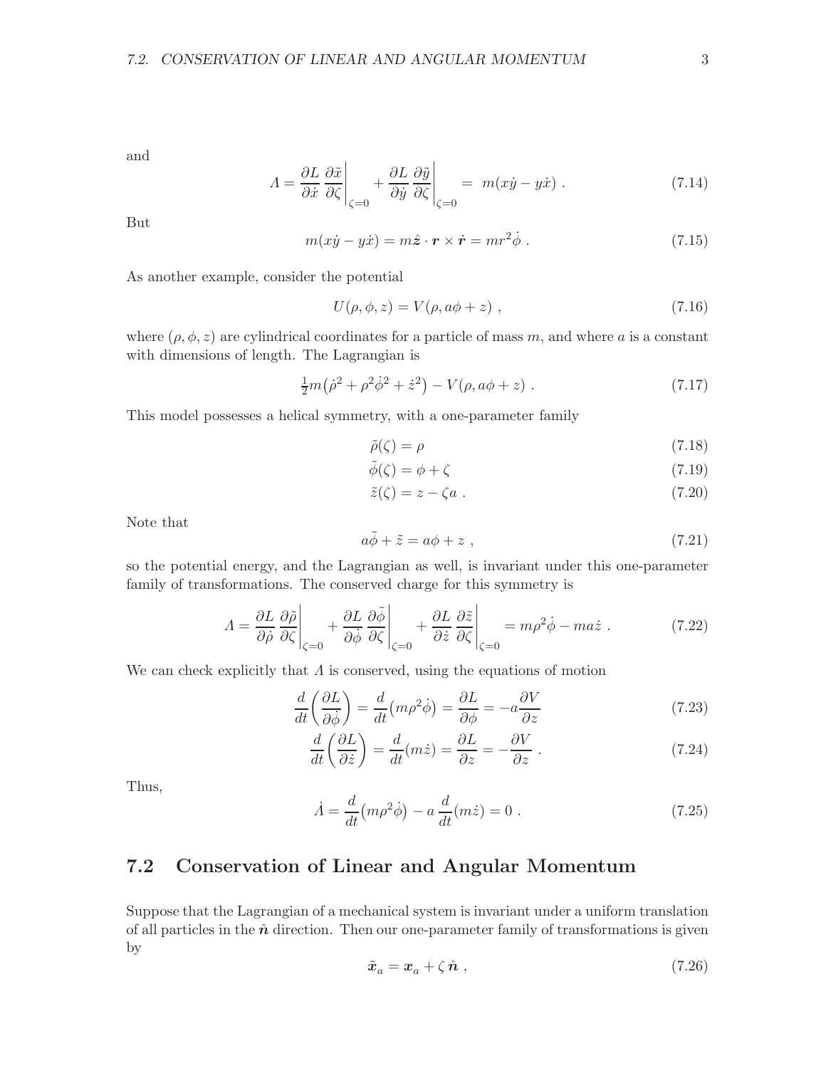and

$$\Lambda = \frac{\partial L}{\partial \dot{x}} \frac{\partial \tilde{x}}{\partial \zeta}\bigg|_{\zeta=0} + \frac{\partial L}{\partial \dot{y}} \frac{\partial \tilde{y}}{\partial \zeta}\bigg|_{\zeta=0} = m(x\dot{y} - y\dot{x}) \ . \tag{7.14}$$

But

$$m(x\dot{y} - y\dot{x}) = m\hat{\boldsymbol{z}} \cdot \boldsymbol{r} \times \dot{\boldsymbol{r}} = mr^2 \dot{\phi} \ . \tag{7.15}$$

As another example, consider the potential

$$U(\rho, \phi, z) = V(\rho, a\phi + z) \ , \tag{7.16}$$

where $(\rho, \phi, z)$ are cylindrical coordinates for a particle of mass $m$, and where $a$ is a constant with dimensions of length. The Lagrangian is

$$\tfrac{1}{2}m\big(\dot{\rho}^2 + \rho^2\dot{\phi}^2 + \dot{z}^2\big) - V(\rho, a\phi + z) \ . \tag{7.17}$$

This model possesses a helical symmetry, with a one-parameter family

$$\tilde{\rho}(\zeta) = \rho \tag{7.18}$$

$$\tilde{\phi}(\zeta) = \phi + \zeta \tag{7.19}$$

$$\tilde{z}(\zeta) = z - \zeta a \ . \tag{7.20}$$

Note that

$$a\tilde{\phi} + \tilde{z} = a\phi + z \ , \tag{7.21}$$

so the potential energy, and the Lagrangian as well, is invariant under this one-parameter family of transformations. The conserved charge for this symmetry is

$$\Lambda = \frac{\partial L}{\partial \dot{\rho}} \frac{\partial \tilde{\rho}}{\partial \zeta}\bigg|_{\zeta=0} + \frac{\partial L}{\partial \dot{\phi}} \frac{\partial \tilde{\phi}}{\partial \zeta}\bigg|_{\zeta=0} + \frac{\partial L}{\partial \dot{z}} \frac{\partial \tilde{z}}{\partial \zeta}\bigg|_{\zeta=0} = m\rho^2\dot{\phi} - ma\dot{z} \ . \tag{7.22}$$

We can check explicitly that $\Lambda$ is conserved, using the equations of motion

$$\frac{d}{dt}\bigg(\frac{\partial L}{\partial \dot{\phi}}\bigg) = \frac{d}{dt}\big(m\rho^2\dot{\phi}\big) = \frac{\partial L}{\partial \phi} = -a\frac{\partial V}{\partial z} \tag{7.23}$$

$$\frac{d}{dt}\bigg(\frac{\partial L}{\partial \dot{z}}\bigg) = \frac{d}{dt}(m\dot{z}) = \frac{\partial L}{\partial z} = -\frac{\partial V}{\partial z} \ . \tag{7.24}$$

Thus,

$$\dot{\Lambda} = \frac{d}{dt}\big(m\rho^2\dot{\phi}\big) - a\,\frac{d}{dt}(m\dot{z}) = 0 \ . \tag{7.25}$$

## 7.2 Conservation of Linear and Angular Momentum

Suppose that the Lagrangian of a mechanical system is invariant under a uniform translation of all particles in the $\hat{\boldsymbol{n}}$ direction. Then our one-parameter family of transformations is given by

$$\tilde{\boldsymbol{x}}_a = \boldsymbol{x}_a + \zeta\,\hat{\boldsymbol{n}} \ , \tag{7.26}$$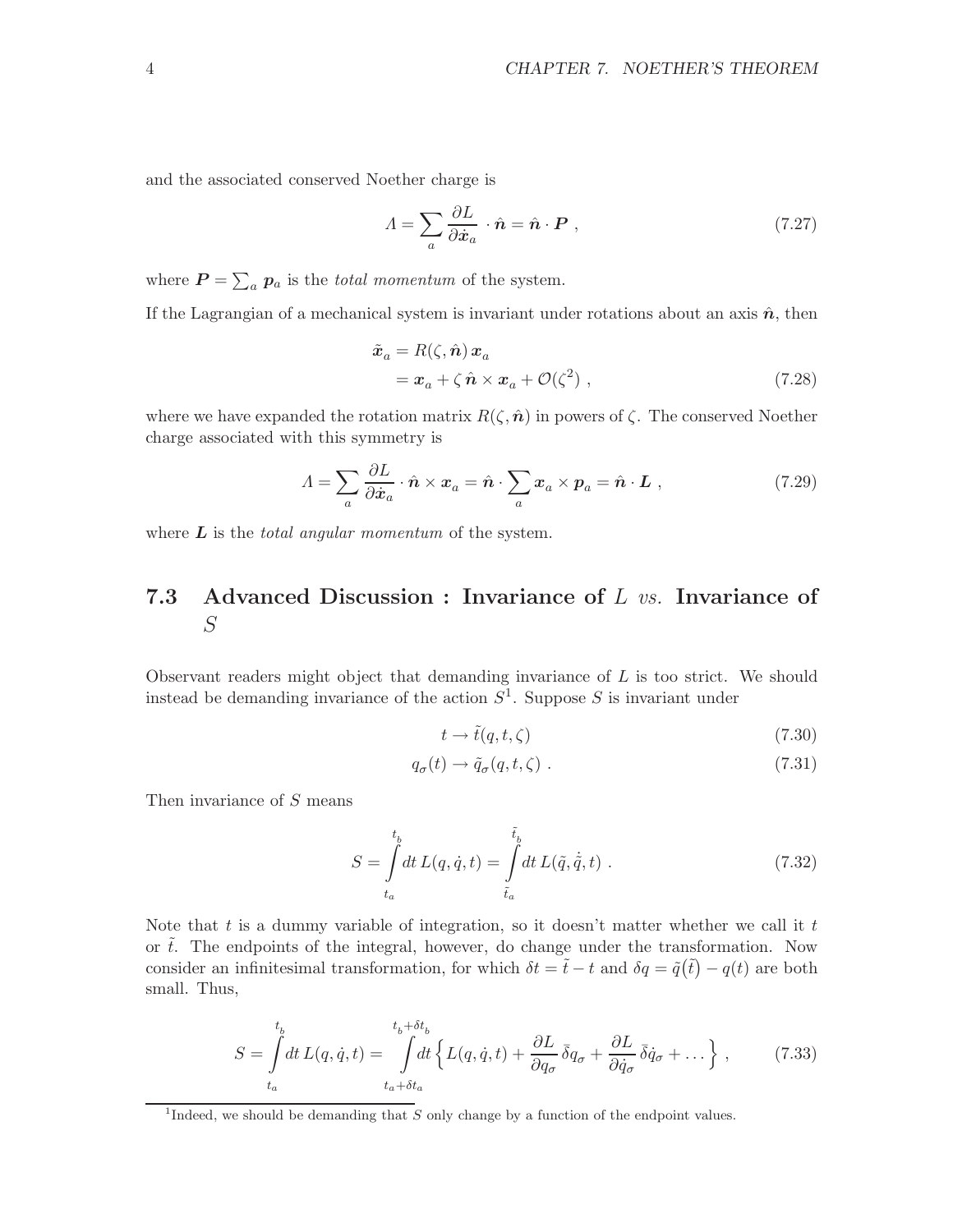and the associated conserved Noether charge is

$$\Lambda = \sum_a \frac{\partial L}{\partial \dot{\boldsymbol{x}}_a} \cdot \hat{\boldsymbol{n}} = \hat{\boldsymbol{n}} \cdot \boldsymbol{P} \ , \tag{7.27}$$

where $\boldsymbol{P} = \sum_a \boldsymbol{p}_a$ is the *total momentum* of the system.

If the Lagrangian of a mechanical system is invariant under rotations about an axis $\hat{\boldsymbol{n}}$, then

$$\begin{aligned} \tilde{\boldsymbol{x}}_a &= R(\zeta, \hat{\boldsymbol{n}})\, \boldsymbol{x}_a \\ &= \boldsymbol{x}_a + \zeta\, \hat{\boldsymbol{n}} \times \boldsymbol{x}_a + \mathcal{O}(\zeta^2) \ , \end{aligned} \tag{7.28}$$

where we have expanded the rotation matrix $R(\zeta, \hat{\boldsymbol{n}})$ in powers of $\zeta$. The conserved Noether charge associated with this symmetry is

$$\Lambda = \sum_a \frac{\partial L}{\partial \dot{\boldsymbol{x}}_a} \cdot \hat{\boldsymbol{n}} \times \boldsymbol{x}_a = \hat{\boldsymbol{n}} \cdot \sum_a \boldsymbol{x}_a \times \boldsymbol{p}_a = \hat{\boldsymbol{n}} \cdot \boldsymbol{L} \ , \tag{7.29}$$

where $\boldsymbol{L}$ is the *total angular momentum* of the system.

## 7.3 Advanced Discussion : Invariance of $L$ *vs.* Invariance of $S$

Observant readers might object that demanding invariance of $L$ is too strict. We should instead be demanding invariance of the action $S$[1]. Suppose $S$ is invariant under

$$t \to \tilde{t}(q, t, \zeta) \tag{7.30}$$

$$q_\sigma(t) \to \tilde{q}_\sigma(q, t, \zeta) \ . \tag{7.31}$$

Then invariance of $S$ means

$$S = \int\limits_{t_a}^{t_b} dt\, L(q, \dot{q}, t) = \int\limits_{\tilde{t}_a}^{\tilde{t}_b} dt\, L(\tilde{q}, \dot{\tilde{q}}, t) \ . \tag{7.32}$$

Note that $t$ is a dummy variable of integration, so it doesn't matter whether we call it $t$ or $\tilde{t}$. The endpoints of the integral, however, do change under the transformation. Now consider an infinitesimal transformation, for which $\delta t = \tilde{t} - t$ and $\delta q = \tilde{q}(\tilde{t}) - q(t)$ are both small. Thus,

$$S = \int\limits_{t_a}^{t_b} dt\, L(q, \dot{q}, t) = \int\limits_{t_a + \delta t_a}^{t_b + \delta t_b} dt \left\{ L(q, \dot{q}, t) + \frac{\partial L}{\partial q_\sigma}\, \bar{\delta} q_\sigma + \frac{\partial L}{\partial \dot{q}_\sigma}\, \bar{\delta} \dot{q}_\sigma + \ldots \right\} \ , \tag{7.33}$$

[1] Indeed, we should be demanding that $S$ only change by a function of the endpoint values.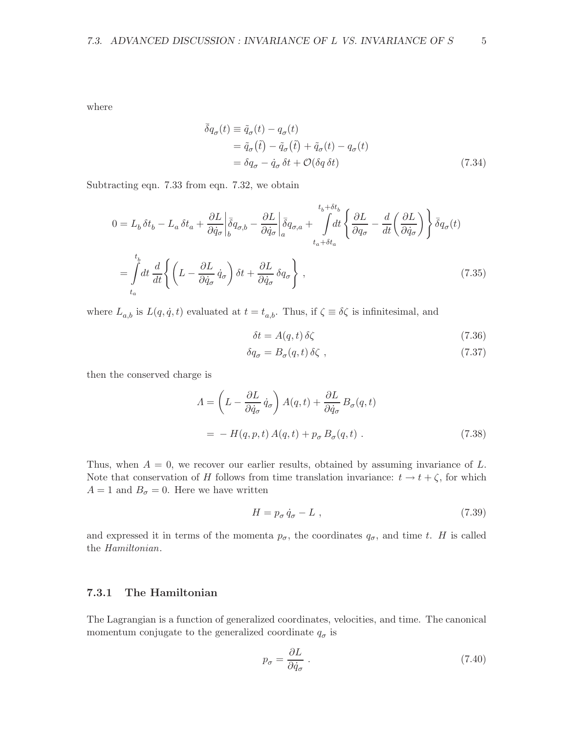where

$$
\begin{aligned}
\bar{\delta} q_\sigma(t) &\equiv \tilde{q}_\sigma(t) - q_\sigma(t) \\
&= \tilde{q}_\sigma(\tilde{t}) - \tilde{q}_\sigma(\tilde{t}) + \tilde{q}_\sigma(t) - q_\sigma(t) \\
&= \delta q_\sigma - \dot{q}_\sigma \, \delta t + \mathcal{O}(\delta q \, \delta t)
\end{aligned}
\tag{7.34}
$$

Subtracting eqn. 7.33 from eqn. 7.32, we obtain

$$
\begin{aligned}
0 &= L_b \, \delta t_b - L_a \, \delta t_a + \frac{\partial L}{\partial \dot{q}_\sigma}\bigg|_b \bar{\delta} q_{\sigma,b} - \frac{\partial L}{\partial \dot{q}_\sigma}\bigg|_a \bar{\delta} q_{\sigma,a} + \int\limits_{t_a+\delta t_a}^{t_b+\delta t_b} \! dt \left\{ \frac{\partial L}{\partial q_\sigma} - \frac{d}{dt}\bigg(\frac{\partial L}{\partial \dot{q}_\sigma}\bigg) \right\} \bar{\delta} q_\sigma(t) \\
&= \int\limits_{t_a}^{t_b} \! dt \, \frac{d}{dt} \left\{ \bigg( L - \frac{\partial L}{\partial \dot{q}_\sigma} \, \dot{q}_\sigma \bigg) \delta t + \frac{\partial L}{\partial \dot{q}_\sigma} \, \delta q_\sigma \right\} ,
\end{aligned}
\tag{7.35}
$$

where $L_{a,b}$ is $L(q, \dot{q}, t)$ evaluated at $t = t_{a,b}$. Thus, if $\zeta \equiv \delta\zeta$ is infinitesimal, and

$$
\delta t = A(q,t) \, \delta\zeta \tag{7.36}
$$

$$
\delta q_\sigma = B_\sigma(q,t) \, \delta\zeta \ , \tag{7.37}
$$

then the conserved charge is

$$
\begin{aligned}
\Lambda &= \bigg( L - \frac{\partial L}{\partial \dot{q}_\sigma} \, \dot{q}_\sigma \bigg) A(q,t) + \frac{\partial L}{\partial \dot{q}_\sigma} \, B_\sigma(q,t) \\
&= - H(q,p,t) \, A(q,t) + p_\sigma \, B_\sigma(q,t) \ .
\end{aligned}
\tag{7.38}
$$

Thus, when $A = 0$, we recover our earlier results, obtained by assuming invariance of $L$. Note that conservation of $H$ follows from time translation invariance: $t \to t + \zeta$, for which $A = 1$ and $B_\sigma = 0$. Here we have written

$$
H = p_\sigma \, \dot{q}_\sigma - L \ , \tag{7.39}
$$

and expressed it in terms of the momenta $p_\sigma$, the coordinates $q_\sigma$, and time $t$. $H$ is called the *Hamiltonian*.

### 7.3.1 The Hamiltonian

The Lagrangian is a function of generalized coordinates, velocities, and time. The canonical momentum conjugate to the generalized coordinate $q_\sigma$ is

$$
p_\sigma = \frac{\partial L}{\partial \dot{q}_\sigma} \ . \tag{7.40}
$$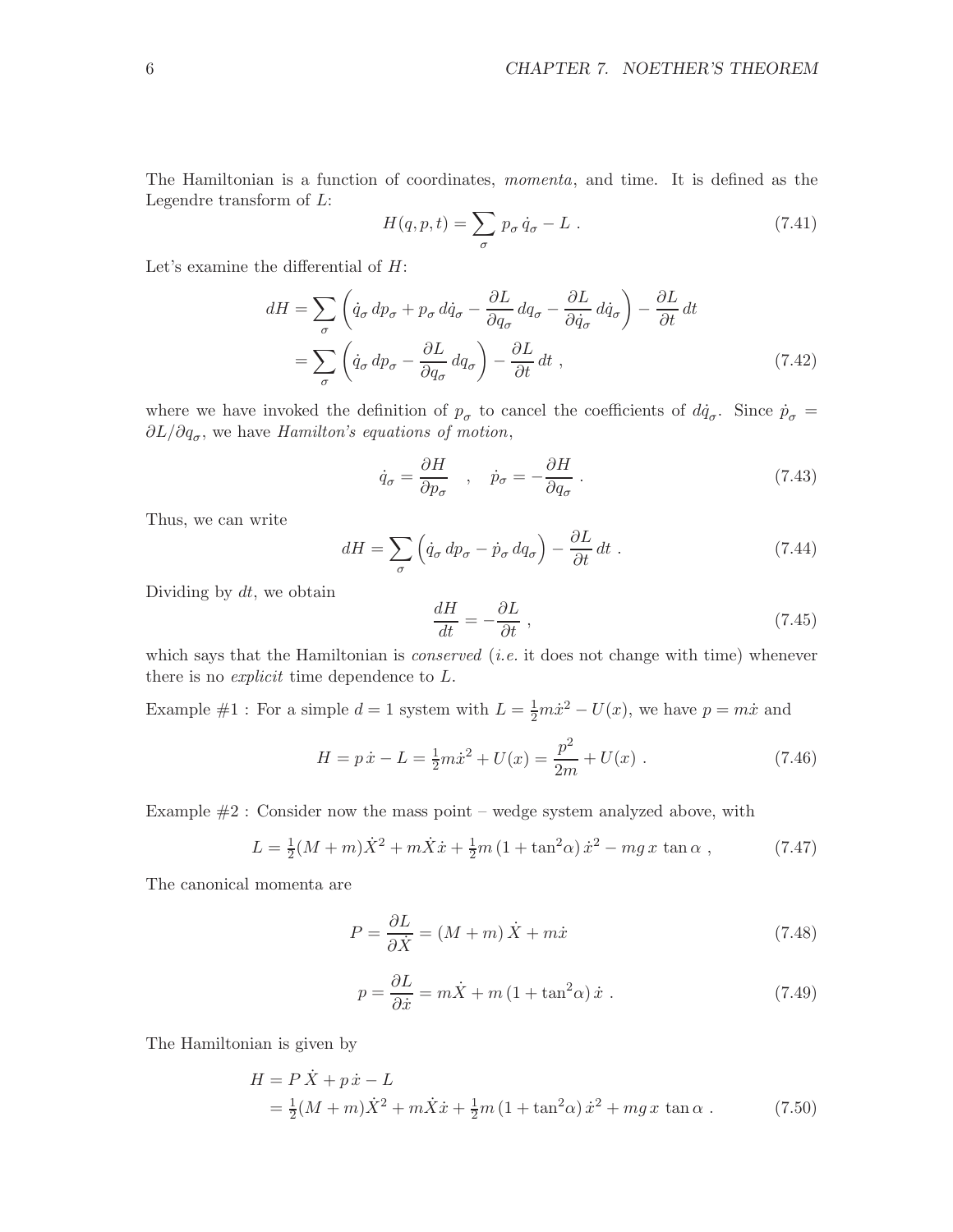The Hamiltonian is a function of coordinates, *momenta*, and time. It is defined as the Legendre transform of $L$:

$$H(q,p,t) = \sum_\sigma p_\sigma \, \dot{q}_\sigma - L \ . \tag{7.41}$$

Let's examine the differential of $H$:

$$\begin{aligned} dH &= \sum_\sigma \left( \dot{q}_\sigma \, dp_\sigma + p_\sigma \, d\dot{q}_\sigma - \frac{\partial L}{\partial q_\sigma} \, dq_\sigma - \frac{\partial L}{\partial \dot{q}_\sigma} \, d\dot{q}_\sigma \right) - \frac{\partial L}{\partial t} \, dt \\ &= \sum_\sigma \left( \dot{q}_\sigma \, dp_\sigma - \frac{\partial L}{\partial q_\sigma} \, dq_\sigma \right) - \frac{\partial L}{\partial t} \, dt \ , \end{aligned} \tag{7.42}$$

where we have invoked the definition of $p_\sigma$ to cancel the coefficients of $d\dot{q}_\sigma$. Since $\dot{p}_\sigma = \partial L / \partial q_\sigma$, we have *Hamilton's equations of motion*,

$$\dot{q}_\sigma = \frac{\partial H}{\partial p_\sigma} \quad , \quad \dot{p}_\sigma = -\frac{\partial H}{\partial q_\sigma} \ . \tag{7.43}$$

Thus, we can write

$$dH = \sum_\sigma \Big( \dot{q}_\sigma \, dp_\sigma - \dot{p}_\sigma \, dq_\sigma \Big) - \frac{\partial L}{\partial t} \, dt \ . \tag{7.44}$$

Dividing by $dt$, we obtain

$$\frac{dH}{dt} = -\frac{\partial L}{\partial t} \ , \tag{7.45}$$

which says that the Hamiltonian is *conserved* (*i.e.* it does not change with time) whenever there is no *explicit* time dependence to $L$.

Example #1 : For a simple $d = 1$ system with $L = \frac{1}{2} m \dot{x}^2 - U(x)$, we have $p = m\dot{x}$ and

$$H = p\,\dot{x} - L = \tfrac{1}{2} m \dot{x}^2 + U(x) = \frac{p^2}{2m} + U(x) \ . \tag{7.46}$$

Example #2 : Consider now the mass point – wedge system analyzed above, with

$$L = \tfrac{1}{2}(M+m)\dot{X}^2 + m\dot{X}\dot{x} + \tfrac{1}{2} m \, (1 + \tan^2\!\alpha) \, \dot{x}^2 - mg \, x \, \tan\alpha \ , \tag{7.47}$$

The canonical momenta are

$$P = \frac{\partial L}{\partial \dot{X}} = (M+m)\,\dot{X} + m\dot{x} \tag{7.48}$$

$$p = \frac{\partial L}{\partial \dot{x}} = m\dot{X} + m\,(1 + \tan^2\!\alpha)\,\dot{x} \ . \tag{7.49}$$

The Hamiltonian is given by

$$\begin{aligned} H &= P\,\dot{X} + p\,\dot{x} - L \\ &= \tfrac{1}{2}(M+m)\dot{X}^2 + m\dot{X}\dot{x} + \tfrac{1}{2} m \, (1 + \tan^2\!\alpha) \, \dot{x}^2 + mg \, x \, \tan\alpha \ . \end{aligned} \tag{7.50}$$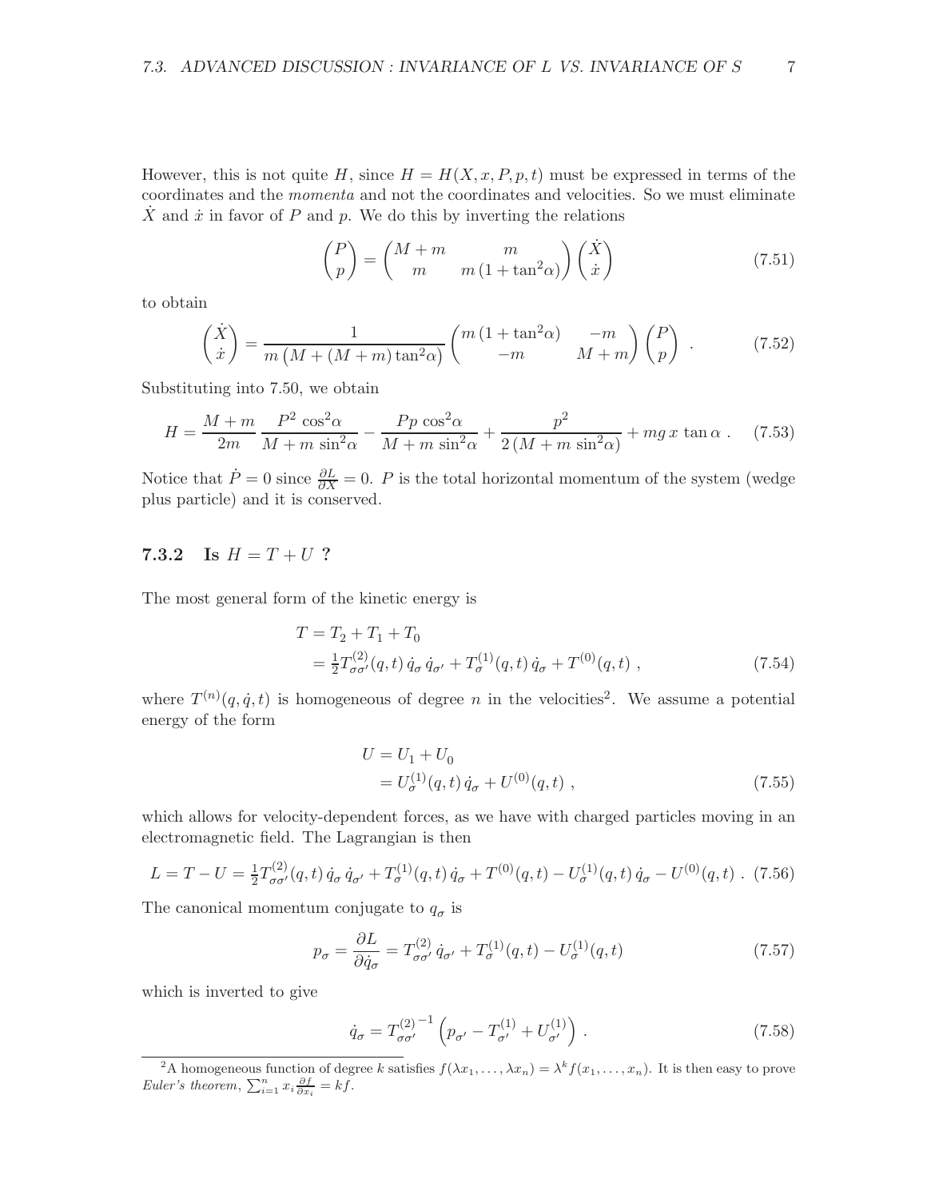However, this is not quite $H$, since $H = H(X, x, P, p, t)$ must be expressed in terms of the coordinates and the *momenta* and not the coordinates and velocities. So we must eliminate $\dot{X}$ and $\dot{x}$ in favor of $P$ and $p$. We do this by inverting the relations

$$\begin{pmatrix} P \\ p \end{pmatrix} = \begin{pmatrix} M+m & m \\ m & m\,(1+\tan^2\!\alpha) \end{pmatrix} \begin{pmatrix} \dot{X} \\ \dot{x} \end{pmatrix} \tag{7.51}$$

to obtain

$$\begin{pmatrix} \dot{X} \\ \dot{x} \end{pmatrix} = \frac{1}{m\,\big(M + (M+m)\tan^2\!\alpha\big)} \begin{pmatrix} m\,(1+\tan^2\!\alpha) & -m \\ -m & M+m \end{pmatrix} \begin{pmatrix} P \\ p \end{pmatrix} \ . \tag{7.52}$$

Substituting into 7.50, we obtain

$$H = \frac{M+m}{2m}\,\frac{P^2\,\cos^2\!\alpha}{M + m\,\sin^2\!\alpha} - \frac{Pp\,\cos^2\!\alpha}{M + m\,\sin^2\!\alpha} + \frac{p^2}{2\,(M + m\,\sin^2\!\alpha)} + mg\,x\,\tan\alpha \ . \tag{7.53}$$

Notice that $\dot{P} = 0$ since $\frac{\partial L}{\partial X} = 0$. $P$ is the total horizontal momentum of the system (wedge plus particle) and it is conserved.

### 7.3.2 Is $H = T + U$ ?

The most general form of the kinetic energy is

$$\begin{aligned} T &= T_2 + T_1 + T_0 \\ &= \tfrac{1}{2} T^{(2)}_{\sigma\sigma'}(q,t)\,\dot{q}_\sigma\,\dot{q}_{\sigma'} + T^{(1)}_\sigma(q,t)\,\dot{q}_\sigma + T^{(0)}(q,t) \ , \end{aligned} \tag{7.54}$$

where $T^{(n)}(q, \dot{q}, t)$ is homogeneous of degree $n$ in the velocities[2]. We assume a potential energy of the form

$$\begin{aligned} U &= U_1 + U_0 \\ &= U^{(1)}_\sigma(q,t)\,\dot{q}_\sigma + U^{(0)}(q,t) \ , \end{aligned} \tag{7.55}$$

which allows for velocity-dependent forces, as we have with charged particles moving in an electromagnetic field. The Lagrangian is then

$$L = T - U = \tfrac{1}{2} T^{(2)}_{\sigma\sigma'}(q,t)\,\dot{q}_\sigma\,\dot{q}_{\sigma'} + T^{(1)}_\sigma(q,t)\,\dot{q}_\sigma + T^{(0)}(q,t) - U^{(1)}_\sigma(q,t)\,\dot{q}_\sigma - U^{(0)}(q,t) \ . \tag{7.56}$$

The canonical momentum conjugate to $q_\sigma$ is

$$p_\sigma = \frac{\partial L}{\partial \dot{q}_\sigma} = T^{(2)}_{\sigma\sigma'}\,\dot{q}_{\sigma'} + T^{(1)}_\sigma(q,t) - U^{(1)}_\sigma(q,t) \tag{7.57}$$

which is inverted to give

$$\dot{q}_\sigma = {T^{(2)}_{\sigma\sigma'}}^{-1} \left( p_{\sigma'} - T^{(1)}_{\sigma'} + U^{(1)}_{\sigma'} \right) . \tag{7.58}$$

[2] A homogeneous function of degree $k$ satisfies $f(\lambda x_1, \ldots, \lambda x_n) = \lambda^k f(x_1, \ldots, x_n)$. It is then easy to prove *Euler's theorem*, $\sum_{i=1}^{n} x_i \frac{\partial f}{\partial x_i} = kf$.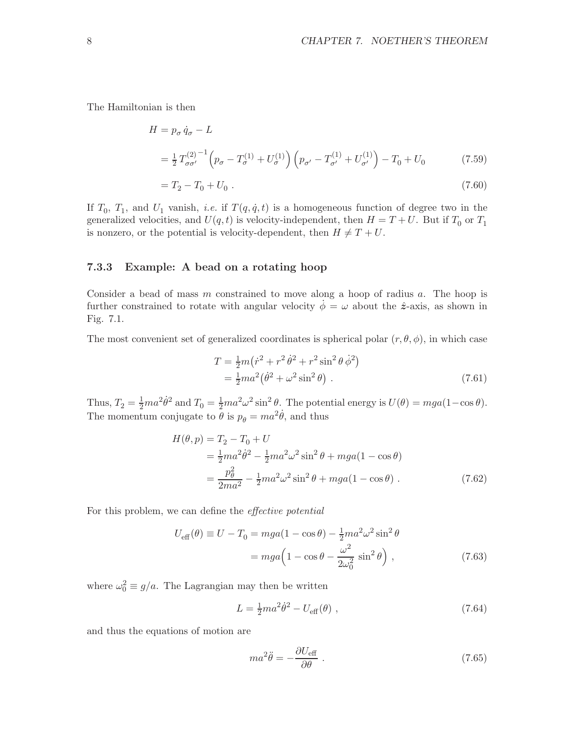The Hamiltonian is then

$$
\begin{aligned}
H &= p_\sigma \, \dot{q}_\sigma - L \\
&= \tfrac{1}{2} \, {T^{(2)}_{\sigma\sigma'}}^{-1} \Big( p_\sigma - T^{(1)}_\sigma + U^{(1)}_\sigma \Big) \Big( p_{\sigma'} - T^{(1)}_{\sigma'} + U^{(1)}_{\sigma'} \Big) - T_0 + U_0 \qquad (7.59) \\
&= T_2 - T_0 + U_0 \ . \qquad (7.60)
\end{aligned}
$$

If $T_0$, $T_1$, and $U_1$ vanish, *i.e.* if $T(q, \dot{q}, t)$ is a homogeneous function of degree two in the generalized velocities, and $U(q, t)$ is velocity-independent, then $H = T + U$. But if $T_0$ or $T_1$ is nonzero, or the potential is velocity-dependent, then $H \neq T + U$.

### 7.3.3 Example: A bead on a rotating hoop

Consider a bead of mass $m$ constrained to move along a hoop of radius $a$. The hoop is further constrained to rotate with angular velocity $\dot{\phi} = \omega$ about the $\hat{\boldsymbol{z}}$-axis, as shown in Fig. 7.1.

The most convenient set of generalized coordinates is spherical polar $(r, \theta, \phi)$, in which case

$$
\begin{aligned}
T &= \tfrac{1}{2} m \big( \dot{r}^2 + r^2 \, \dot{\theta}^2 + r^2 \sin^2 \theta \, \dot{\phi}^2 \big) \\
&= \tfrac{1}{2} m a^2 \big( \dot{\theta}^2 + \omega^2 \sin^2 \theta \big) \ . \qquad (7.61)
\end{aligned}
$$

Thus, $T_2 = \frac{1}{2} m a^2 \dot{\theta}^2$ and $T_0 = \frac{1}{2} m a^2 \omega^2 \sin^2 \theta$. The potential energy is $U(\theta) = mga(1 - \cos\theta)$. The momentum conjugate to $\theta$ is $p_\theta = m a^2 \dot{\theta}$, and thus

$$
\begin{aligned}
H(\theta, p) &= T_2 - T_0 + U \\
&= \tfrac{1}{2} m a^2 \dot{\theta}^2 - \tfrac{1}{2} m a^2 \omega^2 \sin^2 \theta + mga(1 - \cos\theta) \\
&= \frac{p_\theta^2}{2ma^2} - \tfrac{1}{2} m a^2 \omega^2 \sin^2 \theta + mga(1 - \cos\theta) \ . \qquad (7.62)
\end{aligned}
$$

For this problem, we can define the *effective potential*

$$
\begin{aligned}
U_{\text{eff}}(\theta) \equiv U - T_0 &= mga(1 - \cos\theta) - \tfrac{1}{2} m a^2 \omega^2 \sin^2 \theta \\
&= mga \Big( 1 - \cos\theta - \frac{\omega^2}{2\omega_0^2} \, \sin^2 \theta \Big) \ , \qquad (7.63)
\end{aligned}
$$

where $\omega_0^2 \equiv g/a$. The Lagrangian may then be written

$$
L = \tfrac{1}{2} m a^2 \dot{\theta}^2 - U_{\text{eff}}(\theta) \ , \qquad (7.64)
$$

and thus the equations of motion are

$$
m a^2 \ddot{\theta} = -\frac{\partial U_{\text{eff}}}{\partial \theta} \ . \qquad (7.65)
$$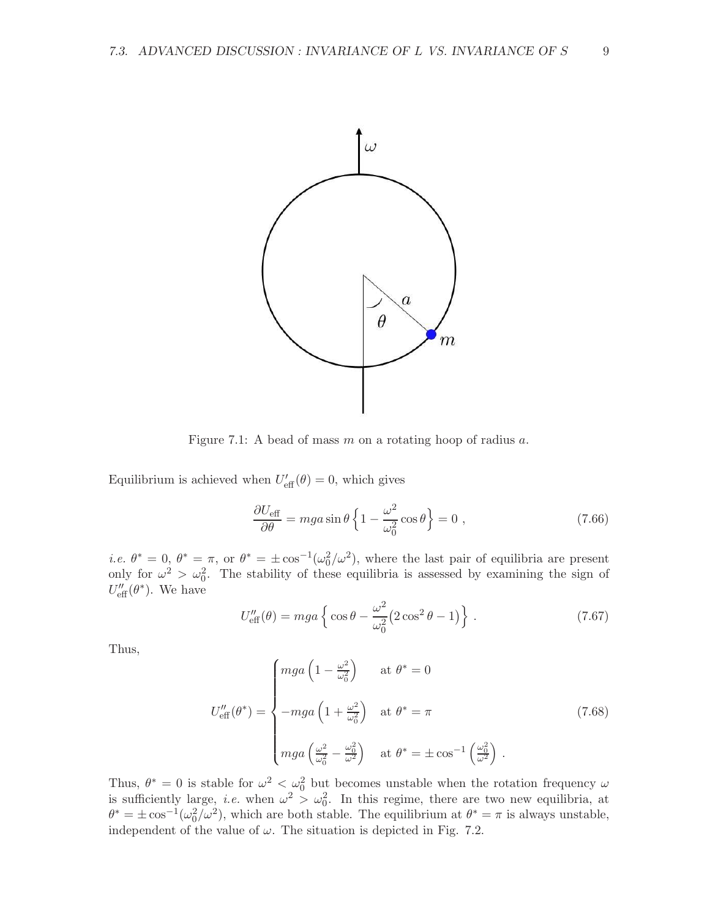Figure 7.1: A bead of mass $m$ on a rotating hoop of radius $a$.

Equilibrium is achieved when $U'_{\text{eff}}(\theta) = 0$, which gives

$$\frac{\partial U_{\text{eff}}}{\partial \theta} = mga \sin\theta \left\{ 1 - \frac{\omega^2}{\omega_0^2} \cos\theta \right\} = 0 \ , \tag{7.66}$$

*i.e.* $\theta^* = 0$, $\theta^* = \pi$, or $\theta^* = \pm \cos^{-1}(\omega_0^2/\omega^2)$, where the last pair of equilibria are present only for $\omega^2 > \omega_0^2$. The stability of these equilibria is assessed by examining the sign of $U''_{\text{eff}}(\theta^*)$. We have

$$U''_{\text{eff}}(\theta) = mga \left\{ \cos\theta - \frac{\omega^2}{\omega_0^2} \big( 2\cos^2\theta - 1 \big) \right\} . \tag{7.67}$$

Thus,

$$U''_{\text{eff}}(\theta^*) = \begin{cases} mga \left( 1 - \frac{\omega^2}{\omega_0^2} \right) & \text{at } \theta^* = 0 \\[2ex] -mga \left( 1 + \frac{\omega^2}{\omega_0^2} \right) & \text{at } \theta^* = \pi \\[2ex] mga \left( \frac{\omega^2}{\omega_0^2} - \frac{\omega_0^2}{\omega^2} \right) & \text{at } \theta^* = \pm \cos^{-1}\left( \frac{\omega_0^2}{\omega^2} \right) . \end{cases} \tag{7.68}$$

Thus, $\theta^* = 0$ is stable for $\omega^2 < \omega_0^2$ but becomes unstable when the rotation frequency $\omega$ is sufficiently large, *i.e.* when $\omega^2 > \omega_0^2$. In this regime, there are two new equilibria, at $\theta^* = \pm \cos^{-1}(\omega_0^2/\omega^2)$, which are both stable. The equilibrium at $\theta^* = \pi$ is always unstable, independent of the value of $\omega$. The situation is depicted in Fig. 7.2.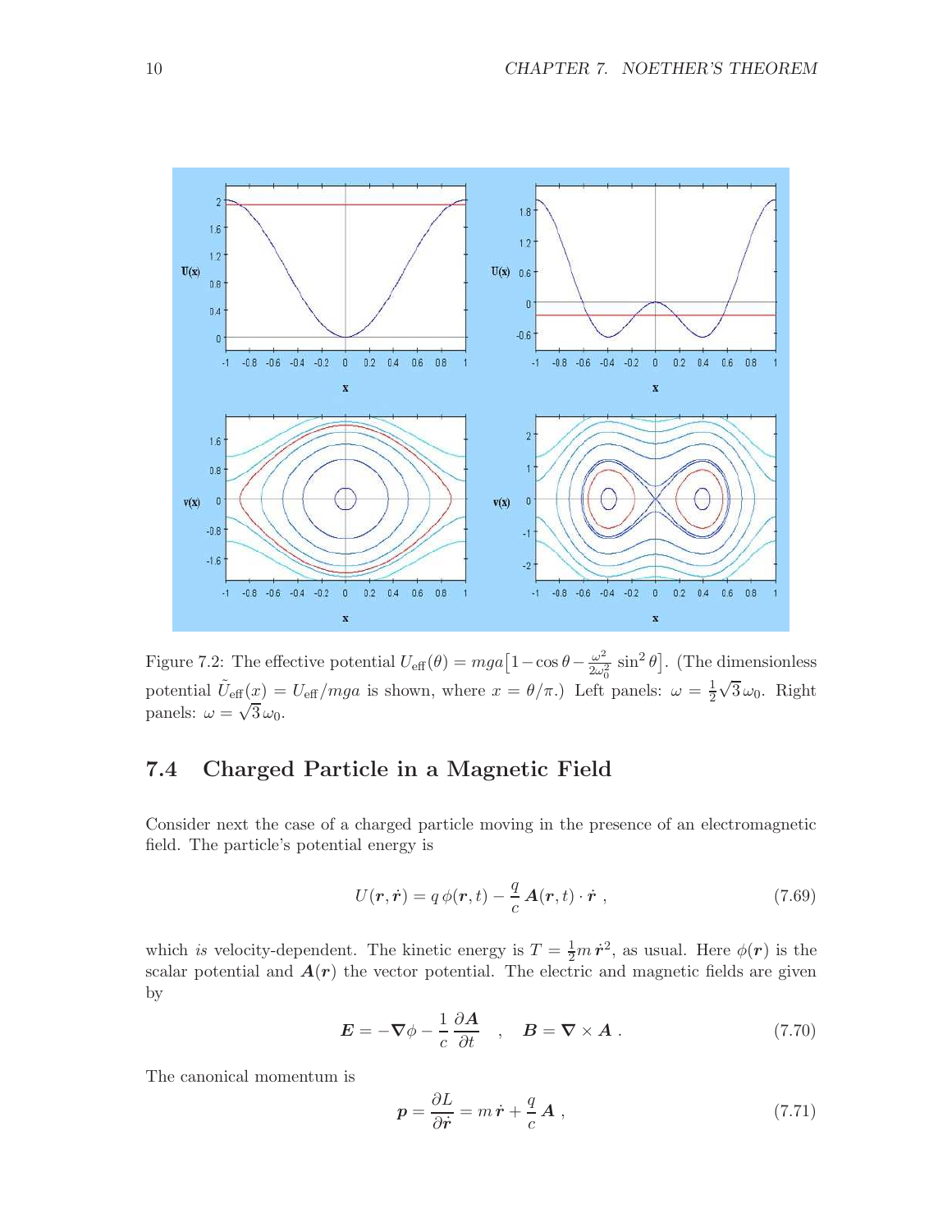Figure 7.2: The effective potential $U_{\text{eff}}(\theta) = mga\big[1 - \cos\theta - \frac{\omega^2}{2\omega_0^2}\sin^2\theta\big]$. (The dimensionless potential $\tilde{U}_{\text{eff}}(x) = U_{\text{eff}}/mga$ is shown, where $x = \theta/\pi$.) Left panels: $\omega = \frac{1}{2}\sqrt{3}\,\omega_0$. Right panels: $\omega = \sqrt{3}\,\omega_0$.

## 7.4 Charged Particle in a Magnetic Field

Consider next the case of a charged particle moving in the presence of an electromagnetic field. The particle's potential energy is

$$U(\boldsymbol{r}, \dot{\boldsymbol{r}}) = q\,\phi(\boldsymbol{r}, t) - \frac{q}{c}\,\boldsymbol{A}(\boldsymbol{r}, t)\cdot\dot{\boldsymbol{r}}\ , \tag{7.69}$$

which *is* velocity-dependent. The kinetic energy is $T = \frac{1}{2}m\,\dot{\boldsymbol{r}}^2$, as usual. Here $\phi(\boldsymbol{r})$ is the scalar potential and $\boldsymbol{A}(\boldsymbol{r})$ the vector potential. The electric and magnetic fields are given by

$$\boldsymbol{E} = -\boldsymbol{\nabla}\phi - \frac{1}{c}\,\frac{\partial\boldsymbol{A}}{\partial t} \quad , \quad \boldsymbol{B} = \boldsymbol{\nabla}\times\boldsymbol{A}\ . \tag{7.70}$$

The canonical momentum is

$$\boldsymbol{p} = \frac{\partial L}{\partial\dot{\boldsymbol{r}}} = m\,\dot{\boldsymbol{r}} + \frac{q}{c}\,\boldsymbol{A}\ , \tag{7.71}$$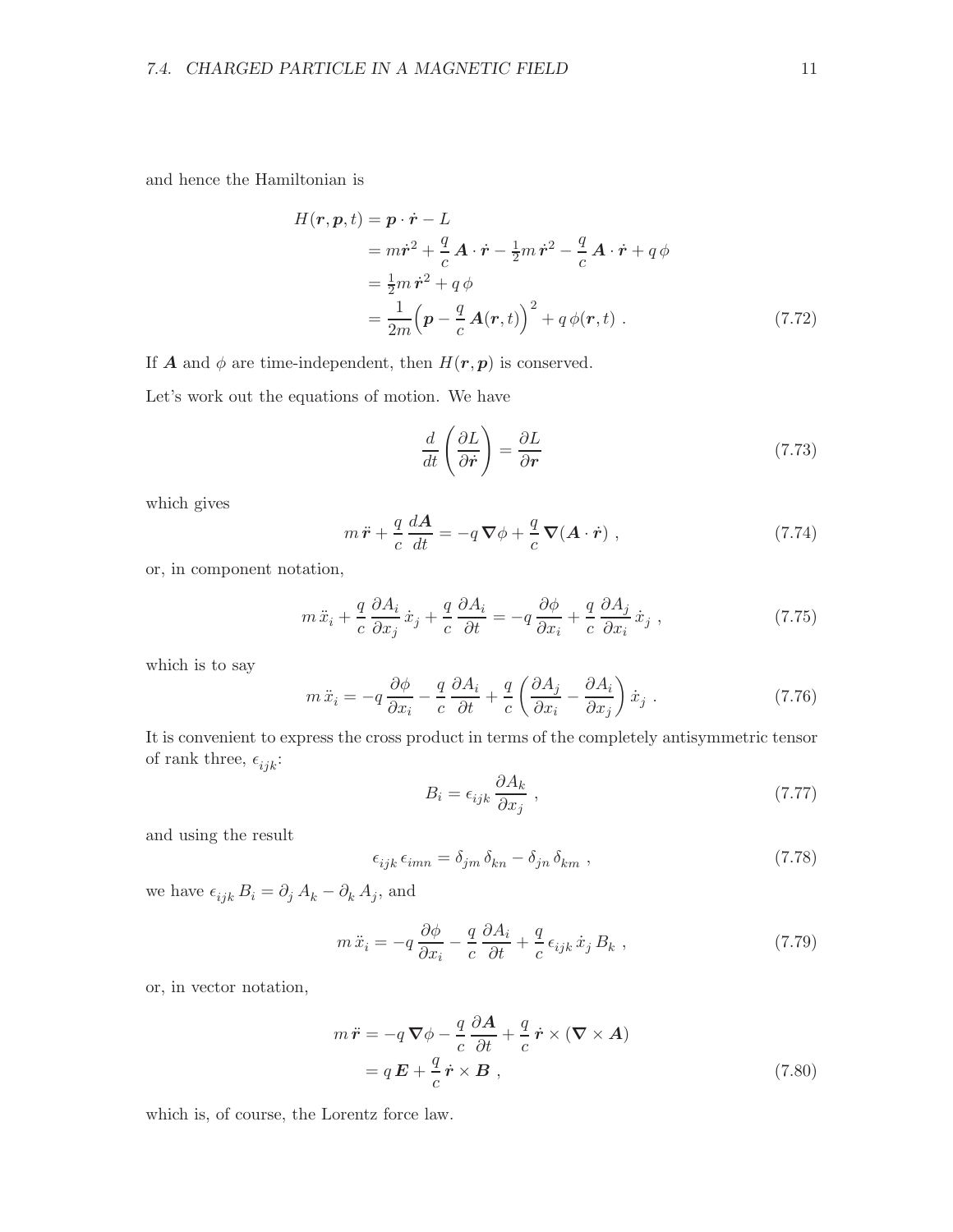and hence the Hamiltonian is

$$
\begin{aligned}
H(\boldsymbol{r},\boldsymbol{p},t) &= \boldsymbol{p}\cdot\dot{\boldsymbol{r}} - L \\
&= m\dot{\boldsymbol{r}}^2 + \frac{q}{c}\,\boldsymbol{A}\cdot\dot{\boldsymbol{r}} - \tfrac{1}{2}m\,\dot{\boldsymbol{r}}^2 - \frac{q}{c}\,\boldsymbol{A}\cdot\dot{\boldsymbol{r}} + q\,\phi \\
&= \tfrac{1}{2}m\,\dot{\boldsymbol{r}}^2 + q\,\phi \\
&= \frac{1}{2m}\Big(\boldsymbol{p} - \frac{q}{c}\,\boldsymbol{A}(\boldsymbol{r},t)\Big)^2 + q\,\phi(\boldsymbol{r},t)\ . 
\end{aligned} \tag{7.72}
$$

If $\boldsymbol{A}$ and $\phi$ are time-independent, then $H(\boldsymbol{r},\boldsymbol{p})$ is conserved.

Let's work out the equations of motion. We have

$$
\frac{d}{dt}\left(\frac{\partial L}{\partial \dot{\boldsymbol{r}}}\right) = \frac{\partial L}{\partial \boldsymbol{r}} \tag{7.73}
$$

which gives

$$
m\,\ddot{\boldsymbol{r}} + \frac{q}{c}\,\frac{d\boldsymbol{A}}{dt} = -q\,\boldsymbol{\nabla}\phi + \frac{q}{c}\,\boldsymbol{\nabla}(\boldsymbol{A}\cdot\dot{\boldsymbol{r}})\ , \tag{7.74}
$$

or, in component notation,

$$
m\,\ddot{x}_i + \frac{q}{c}\,\frac{\partial A_i}{\partial x_j}\,\dot{x}_j + \frac{q}{c}\,\frac{\partial A_i}{\partial t} = -q\,\frac{\partial \phi}{\partial x_i} + \frac{q}{c}\,\frac{\partial A_j}{\partial x_i}\,\dot{x}_j\ , \tag{7.75}
$$

which is to say

$$
m\,\ddot{x}_i = -q\,\frac{\partial \phi}{\partial x_i} - \frac{q}{c}\,\frac{\partial A_i}{\partial t} + \frac{q}{c}\left(\frac{\partial A_j}{\partial x_i} - \frac{\partial A_i}{\partial x_j}\right)\dot{x}_j\ . \tag{7.76}
$$

It is convenient to express the cross product in terms of the completely antisymmetric tensor of rank three, $\epsilon_{ijk}$:

$$
B_i = \epsilon_{ijk}\,\frac{\partial A_k}{\partial x_j}\ , \tag{7.77}
$$

and using the result

$$
\epsilon_{ijk}\,\epsilon_{imn} = \delta_{jm}\,\delta_{kn} - \delta_{jn}\,\delta_{km}\ , \tag{7.78}
$$

we have $\epsilon_{ijk}\,B_i = \partial_j\,A_k - \partial_k\,A_j$, and

$$
m\,\ddot{x}_i = -q\,\frac{\partial \phi}{\partial x_i} - \frac{q}{c}\,\frac{\partial A_i}{\partial t} + \frac{q}{c}\,\epsilon_{ijk}\,\dot{x}_j\,B_k\ , \tag{7.79}
$$

or, in vector notation,

$$
\begin{aligned}
m\,\ddot{\boldsymbol{r}} &= -q\,\boldsymbol{\nabla}\phi - \frac{q}{c}\,\frac{\partial \boldsymbol{A}}{\partial t} + \frac{q}{c}\,\dot{\boldsymbol{r}}\times(\boldsymbol{\nabla}\times\boldsymbol{A}) \\
&= q\,\boldsymbol{E} + \frac{q}{c}\,\dot{\boldsymbol{r}}\times\boldsymbol{B}\ ,
\end{aligned} \tag{7.80}
$$

which is, of course, the Lorentz force law.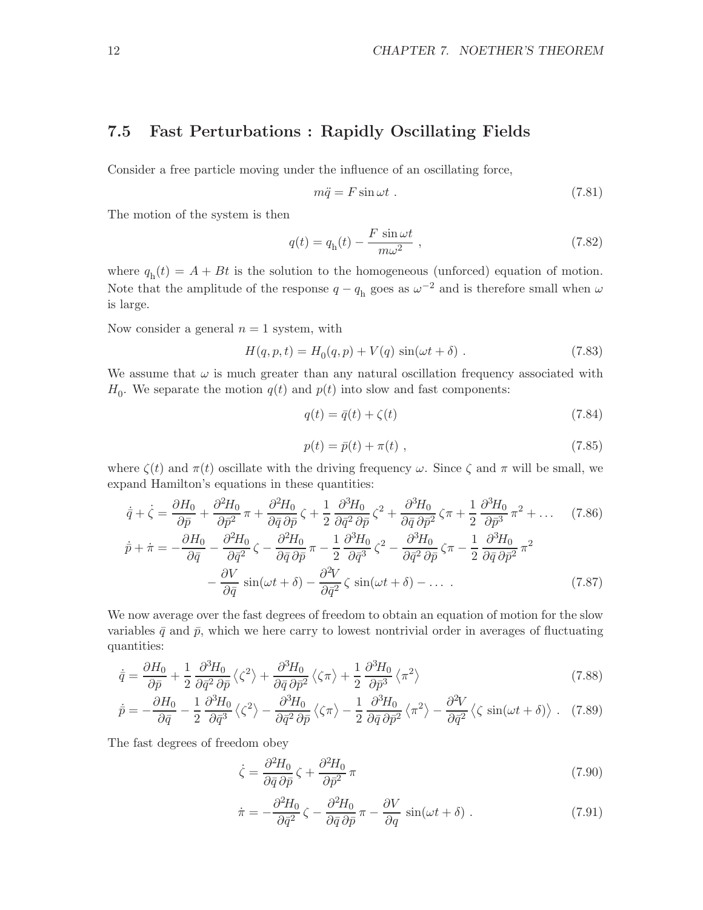## 7.5 Fast Perturbations : Rapidly Oscillating Fields

Consider a free particle moving under the influence of an oscillating force,

$$m\ddot{q} = F \sin \omega t \ . \tag{7.81}$$

The motion of the system is then

$$q(t) = q_{\rm h}(t) - \frac{F \, \sin \omega t}{m\omega^2} \ , \tag{7.82}$$

where $q_{\rm h}(t) = A + Bt$ is the solution to the homogeneous (unforced) equation of motion. Note that the amplitude of the response $q - q_{\rm h}$ goes as $\omega^{-2}$ and is therefore small when $\omega$ is large.

Now consider a general $n = 1$ system, with

$$H(q, p, t) = H_0(q, p) + V(q) \, \sin(\omega t + \delta) \ . \tag{7.83}$$

We assume that $\omega$ is much greater than any natural oscillation frequency associated with $H_0$. We separate the motion $q(t)$ and $p(t)$ into slow and fast components:

$$q(t) = \bar{q}(t) + \zeta(t) \tag{7.84}$$

$$p(t) = \bar{p}(t) + \pi(t) \ , \tag{7.85}$$

where $\zeta(t)$ and $\pi(t)$ oscillate with the driving frequency $\omega$. Since $\zeta$ and $\pi$ will be small, we expand Hamilton's equations in these quantities:

$$\dot{\bar{q}} + \dot{\zeta} = \frac{\partial H_0}{\partial \bar{p}} + \frac{\partial^2 H_0}{\partial \bar{p}^2} \, \pi + \frac{\partial^2 H_0}{\partial \bar{q} \, \partial \bar{p}} \, \zeta + \frac{1}{2} \, \frac{\partial^3 H_0}{\partial \bar{q}^2 \, \partial \bar{p}} \, \zeta^2 + \frac{\partial^3 H_0}{\partial \bar{q} \, \partial \bar{p}^2} \, \zeta \pi + \frac{1}{2} \, \frac{\partial^3 H_0}{\partial \bar{p}^3} \, \pi^2 + \ldots \tag{7.86}$$

$$\begin{aligned}\dot{\bar{p}} + \dot{\pi} = &-\frac{\partial H_0}{\partial \bar{q}} - \frac{\partial^2 H_0}{\partial \bar{q}^2} \, \zeta - \frac{\partial^2 H_0}{\partial \bar{q} \, \partial \bar{p}} \, \pi - \frac{1}{2} \, \frac{\partial^3 H_0}{\partial \bar{q}^3} \, \zeta^2 - \frac{\partial^3 H_0}{\partial \bar{q}^2 \, \partial \bar{p}} \, \zeta \pi - \frac{1}{2} \, \frac{\partial^3 H_0}{\partial \bar{q} \, \partial \bar{p}^2} \, \pi^2 \\ &- \frac{\partial V}{\partial \bar{q}} \, \sin(\omega t + \delta) - \frac{\partial^2 V}{\partial \bar{q}^2} \, \zeta \, \sin(\omega t + \delta) - \ldots \ .\end{aligned} \tag{7.87}$$

We now average over the fast degrees of freedom to obtain an equation of motion for the slow variables $\bar{q}$ and $\bar{p}$, which we here carry to lowest nontrivial order in averages of fluctuating quantities:

$$\dot{\bar{q}} = \frac{\partial H_0}{\partial \bar{p}} + \frac{1}{2} \, \frac{\partial^3 H_0}{\partial \bar{q}^2 \, \partial \bar{p}} \, \big\langle \zeta^2 \big\rangle + \frac{\partial^3 H_0}{\partial \bar{q} \, \partial \bar{p}^2} \, \big\langle \zeta \pi \big\rangle + \frac{1}{2} \, \frac{\partial^3 H_0}{\partial \bar{p}^3} \, \big\langle \pi^2 \big\rangle \tag{7.88}$$

$$\dot{\bar{p}} = -\frac{\partial H_0}{\partial \bar{q}} - \frac{1}{2} \, \frac{\partial^3 H_0}{\partial \bar{q}^3} \, \big\langle \zeta^2 \big\rangle - \frac{\partial^3 H_0}{\partial \bar{q}^2 \, \partial \bar{p}} \, \big\langle \zeta \pi \big\rangle - \frac{1}{2} \, \frac{\partial^3 H_0}{\partial \bar{q} \, \partial \bar{p}^2} \, \big\langle \pi^2 \big\rangle - \frac{\partial^2 V}{\partial \bar{q}^2} \, \big\langle \zeta \, \sin(\omega t + \delta) \big\rangle \ . \tag{7.89}$$

The fast degrees of freedom obey

$$\dot{\zeta} = \frac{\partial^2 H_0}{\partial \bar{q} \, \partial \bar{p}} \, \zeta + \frac{\partial^2 H_0}{\partial \bar{p}^2} \, \pi \tag{7.90}$$

$$\dot{\pi} = -\frac{\partial^2 H_0}{\partial \bar{q}^2} \, \zeta - \frac{\partial^2 H_0}{\partial \bar{q} \, \partial \bar{p}} \, \pi - \frac{\partial V}{\partial q} \, \sin(\omega t + \delta) \ . \tag{7.91}$$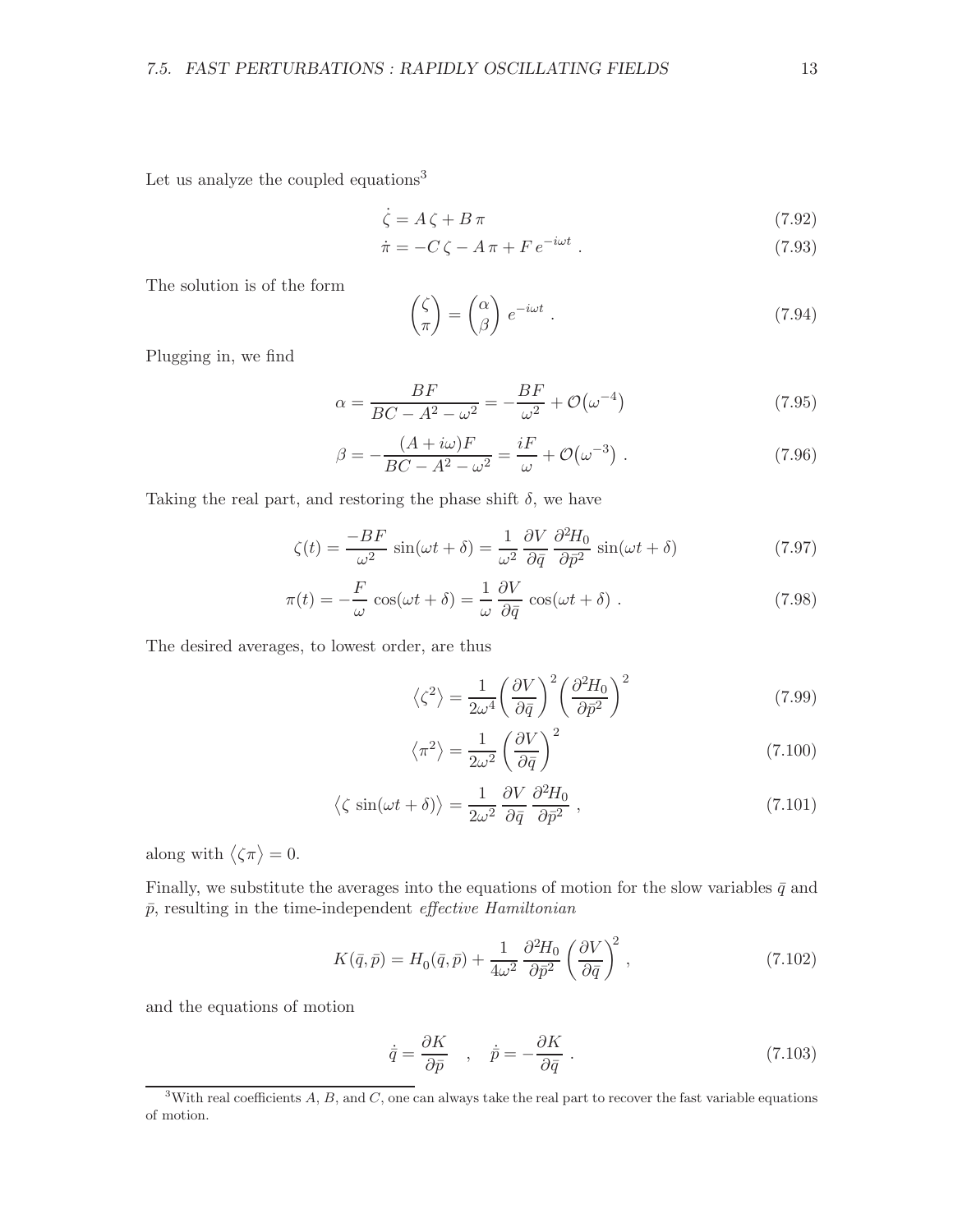Let us analyze the coupled equations[3]

$$\dot{\zeta} = A\,\zeta + B\,\pi \tag{7.92}$$

$$\dot{\pi} = -C\,\zeta - A\,\pi + F\,e^{-i\omega t}\ . \tag{7.93}$$

The solution is of the form

$$\begin{pmatrix} \zeta \\ \pi \end{pmatrix} = \begin{pmatrix} \alpha \\ \beta \end{pmatrix} e^{-i\omega t}\ . \tag{7.94}$$

Plugging in, we find

$$\alpha = \frac{BF}{BC - A^2 - \omega^2} = -\frac{BF}{\omega^2} + \mathcal{O}\big(\omega^{-4}\big) \tag{7.95}$$

$$\beta = -\frac{(A + i\omega)F}{BC - A^2 - \omega^2} = \frac{iF}{\omega} + \mathcal{O}\big(\omega^{-3}\big)\ . \tag{7.96}$$

Taking the real part, and restoring the phase shift $\delta$, we have

$$\zeta(t) = \frac{-BF}{\omega^2}\,\sin(\omega t + \delta) = \frac{1}{\omega^2}\,\frac{\partial V}{\partial \bar{q}}\,\frac{\partial^2 H_0}{\partial \bar{p}^2}\,\sin(\omega t + \delta) \tag{7.97}$$

$$\pi(t) = -\frac{F}{\omega}\,\cos(\omega t + \delta) = \frac{1}{\omega}\,\frac{\partial V}{\partial \bar{q}}\,\cos(\omega t + \delta)\ . \tag{7.98}$$

The desired averages, to lowest order, are thus

$$\big\langle \zeta^2 \big\rangle = \frac{1}{2\omega^4}\bigg(\frac{\partial V}{\partial \bar{q}}\bigg)^2 \bigg(\frac{\partial^2 H_0}{\partial \bar{p}^2}\bigg)^2 \tag{7.99}$$

$$\big\langle \pi^2 \big\rangle = \frac{1}{2\omega^2}\bigg(\frac{\partial V}{\partial \bar{q}}\bigg)^2 \tag{7.100}$$

$$\big\langle \zeta\,\sin(\omega t + \delta) \big\rangle = \frac{1}{2\omega^2}\,\frac{\partial V}{\partial \bar{q}}\,\frac{\partial^2 H_0}{\partial \bar{p}^2}\ , \tag{7.101}$$

along with $\big\langle \zeta\pi \big\rangle = 0$.

Finally, we substitute the averages into the equations of motion for the slow variables $\bar{q}$ and $\bar{p}$, resulting in the time-independent *effective Hamiltonian*

$$K(\bar{q},\bar{p}) = H_0(\bar{q},\bar{p}) + \frac{1}{4\omega^2}\,\frac{\partial^2 H_0}{\partial \bar{p}^2}\bigg(\frac{\partial V}{\partial \bar{q}}\bigg)^2\ , \tag{7.102}$$

and the equations of motion

$$\dot{\bar{q}} = \frac{\partial K}{\partial \bar{p}} \quad , \quad \dot{\bar{p}} = -\frac{\partial K}{\partial \bar{q}}\ . \tag{7.103}$$

---

[3] With real coefficients $A$, $B$, and $C$, one can always take the real part to recover the fast variable equations of motion.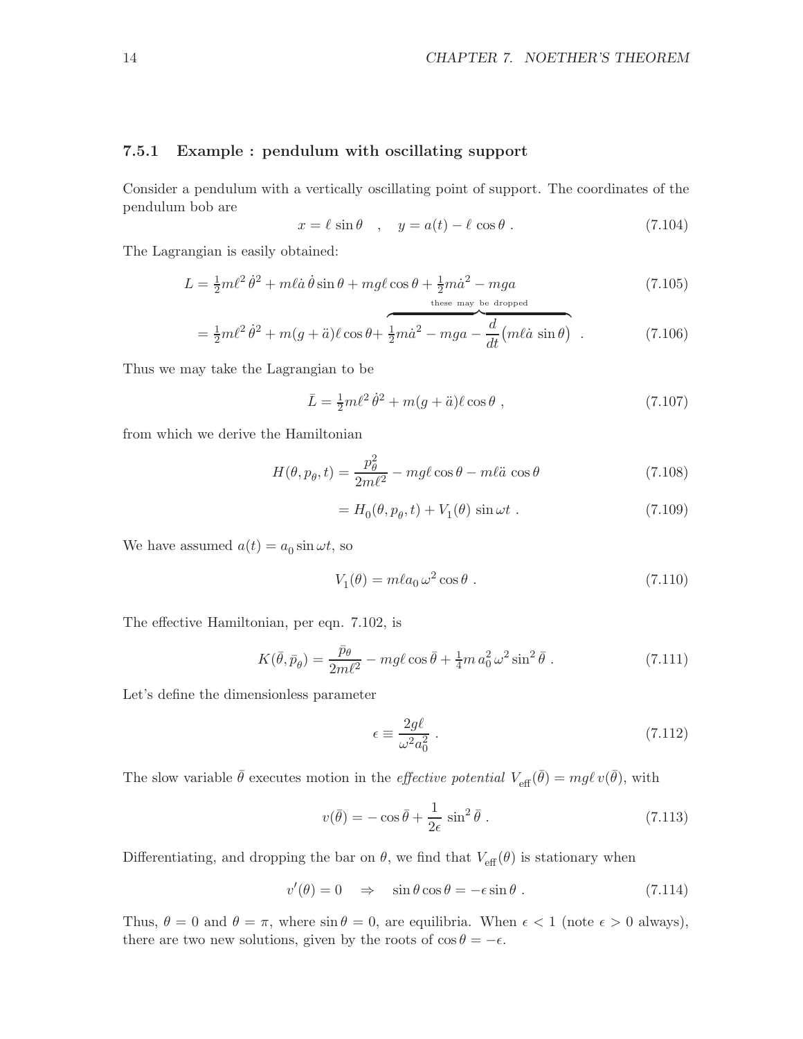### 7.5.1 Example : pendulum with oscillating support

Consider a pendulum with a vertically oscillating point of support. The coordinates of the pendulum bob are

$$x = \ell \sin\theta \quad , \quad y = a(t) - \ell \cos\theta \, . \tag{7.104}$$

The Lagrangian is easily obtained:

$$L = \tfrac{1}{2} m\ell^2 \dot{\theta}^2 + m\ell \dot{a}\, \dot{\theta} \sin\theta + mg\ell\cos\theta + \tfrac{1}{2} m\dot{a}^2 - mga \tag{7.105}$$

$$= \tfrac{1}{2} m\ell^2 \dot{\theta}^2 + m(g + \ddot{a})\ell \cos\theta + \overbrace{\tfrac{1}{2} m\dot{a}^2 - mga - \frac{d}{dt}\big(m\ell\dot{a}\,\sin\theta\big)}^{\text{these may be dropped}} \ . \tag{7.106}$$

Thus we may take the Lagrangian to be

$$\bar{L} = \tfrac{1}{2} m\ell^2 \dot{\theta}^2 + m(g + \ddot{a})\ell\cos\theta \, , \tag{7.107}$$

from which we derive the Hamiltonian

$$H(\theta, p_\theta, t) = \frac{p_\theta^2}{2m\ell^2} - mg\ell\cos\theta - m\ell\ddot{a}\,\cos\theta \tag{7.108}$$

$$= H_0(\theta, p_\theta, t) + V_1(\theta)\,\sin\omega t \, . \tag{7.109}$$

We have assumed $a(t) = a_0 \sin\omega t$, so

$$V_1(\theta) = m\ell a_0\, \omega^2 \cos\theta \, . \tag{7.110}$$

The effective Hamiltonian, per eqn. 7.102, is

$$K(\bar{\theta}, \bar{p}_\theta) = \frac{\bar{p}_\theta}{2m\ell^2} - mg\ell\cos\bar{\theta} + \tfrac{1}{4} m\, a_0^2\, \omega^2 \sin^2\bar{\theta} \, . \tag{7.111}$$

Let's define the dimensionless parameter

$$\epsilon \equiv \frac{2g\ell}{\omega^2 a_0^2} \, . \tag{7.112}$$

The slow variable $\bar{\theta}$ executes motion in the *effective potential* $V_{\text{eff}}(\bar{\theta}) = mg\ell\, v(\bar{\theta})$, with

$$v(\bar{\theta}) = -\cos\bar{\theta} + \frac{1}{2\epsilon}\, \sin^2\bar{\theta} \, . \tag{7.113}$$

Differentiating, and dropping the bar on $\theta$, we find that $V_{\text{eff}}(\theta)$ is stationary when

$$v'(\theta) = 0 \quad \Rightarrow \quad \sin\theta\cos\theta = -\epsilon\sin\theta \, . \tag{7.114}$$

Thus, $\theta = 0$ and $\theta = \pi$, where $\sin\theta = 0$, are equilibria. When $\epsilon < 1$ (note $\epsilon > 0$ always), there are two new solutions, given by the roots of $\cos\theta = -\epsilon$.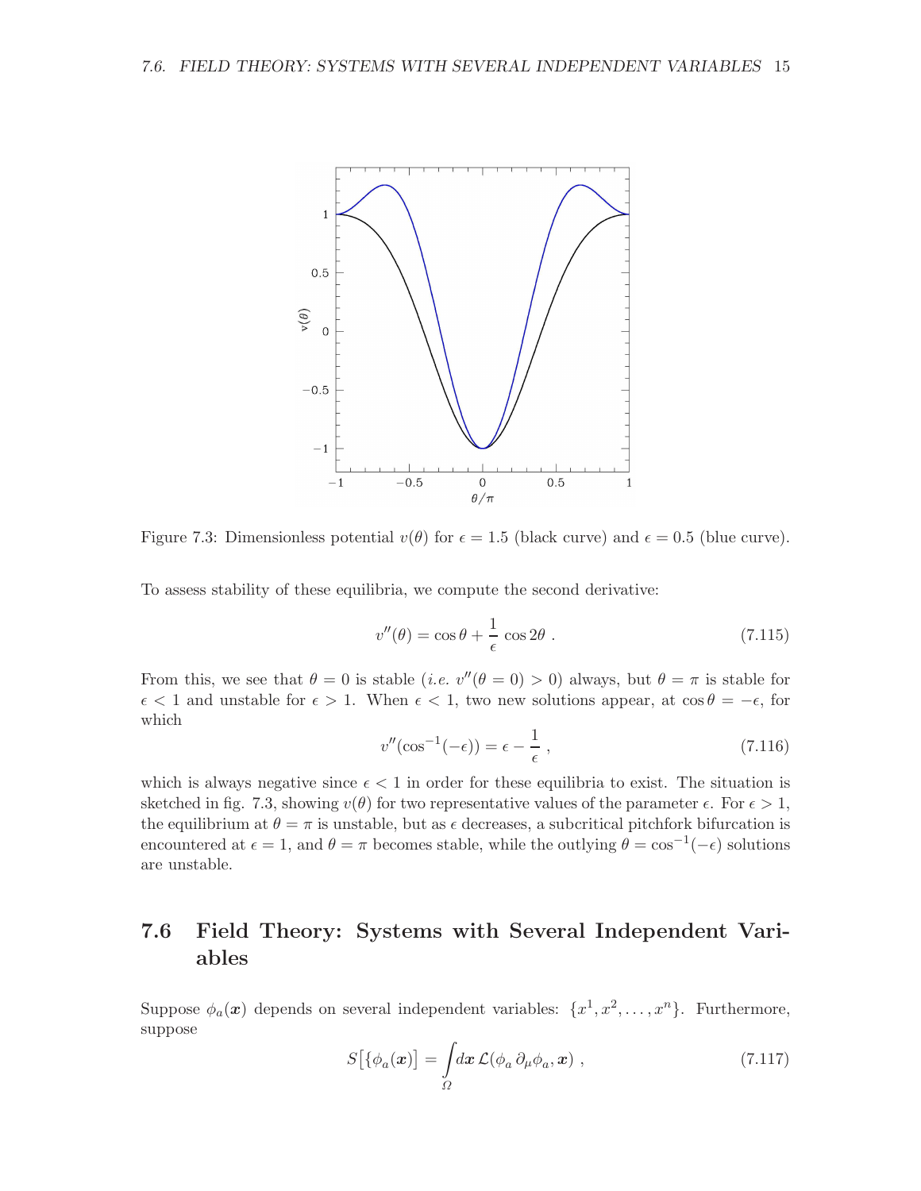Figure 7.3: Dimensionless potential $v(\theta)$ for $\epsilon = 1.5$ (black curve) and $\epsilon = 0.5$ (blue curve).

To assess stability of these equilibria, we compute the second derivative:

$$v''(\theta) = \cos\theta + \frac{1}{\epsilon}\cos 2\theta \ . \tag{7.115}$$

From this, we see that $\theta = 0$ is stable (*i.e.* $v''(\theta = 0) > 0$) always, but $\theta = \pi$ is stable for $\epsilon < 1$ and unstable for $\epsilon > 1$. When $\epsilon < 1$, two new solutions appear, at $\cos\theta = -\epsilon$, for which

$$v''(\cos^{-1}(-\epsilon)) = \epsilon - \frac{1}{\epsilon} \ , \tag{7.116}$$

which is always negative since $\epsilon < 1$ in order for these equilibria to exist. The situation is sketched in fig. 7.3, showing $v(\theta)$ for two representative values of the parameter $\epsilon$. For $\epsilon > 1$, the equilibrium at $\theta = \pi$ is unstable, but as $\epsilon$ decreases, a subcritical pitchfork bifurcation is encountered at $\epsilon = 1$, and $\theta = \pi$ becomes stable, while the outlying $\theta = \cos^{-1}(-\epsilon)$ solutions are unstable.

## 7.6 Field Theory: Systems with Several Independent Variables

Suppose $\phi_a(\boldsymbol{x})$ depends on several independent variables: $\{x^1, x^2, \ldots, x^n\}$. Furthermore, suppose

$$S\big[\{\phi_a(\boldsymbol{x})\big] = \int\limits_{\Omega} d\boldsymbol{x}\, \mathcal{L}(\phi_a\, \partial_\mu \phi_a, \boldsymbol{x}) \ , \tag{7.117}$$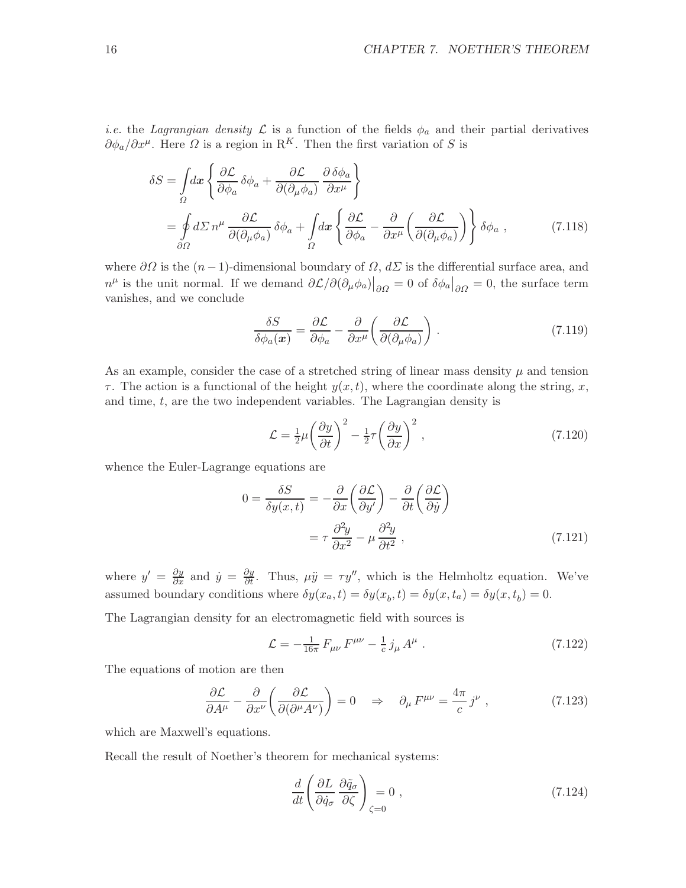*i.e.* the *Lagrangian density* $\mathcal{L}$ is a function of the fields $\phi_a$ and their partial derivatives $\partial\phi_a/\partial x^\mu$. Here $\Omega$ is a region in $\mathrm{R}^K$. Then the first variation of $S$ is

$$
\begin{aligned}
\delta S &= \int_\Omega d\boldsymbol{x} \left\{ \frac{\partial \mathcal{L}}{\partial \phi_a}\, \delta\phi_a + \frac{\partial \mathcal{L}}{\partial(\partial_\mu \phi_a)}\, \frac{\partial\, \delta\phi_a}{\partial x^\mu} \right\} \\
&= \oint_{\partial\Omega} d\Sigma\, n^\mu\, \frac{\partial \mathcal{L}}{\partial(\partial_\mu \phi_a)}\, \delta\phi_a + \int_\Omega d\boldsymbol{x} \left\{ \frac{\partial \mathcal{L}}{\partial \phi_a} - \frac{\partial}{\partial x^\mu}\left( \frac{\partial \mathcal{L}}{\partial(\partial_\mu \phi_a)} \right) \right\} \delta\phi_a \ , \qquad (7.118)
\end{aligned}
$$

where $\partial\Omega$ is the $(n-1)$-dimensional boundary of $\Omega$, $d\Sigma$ is the differential surface area, and $n^\mu$ is the unit normal. If we demand $\partial\mathcal{L}/\partial(\partial_\mu\phi_a)\big|_{\partial\Omega} = 0$ of $\delta\phi_a\big|_{\partial\Omega} = 0$, the surface term vanishes, and we conclude

$$
\frac{\delta S}{\delta\phi_a(\boldsymbol{x})} = \frac{\partial \mathcal{L}}{\partial \phi_a} - \frac{\partial}{\partial x^\mu}\left( \frac{\partial \mathcal{L}}{\partial(\partial_\mu \phi_a)} \right) . \qquad (7.119)
$$

As an example, consider the case of a stretched string of linear mass density $\mu$ and tension $\tau$. The action is a functional of the height $y(x,t)$, where the coordinate along the string, $x$, and time, $t$, are the two independent variables. The Lagrangian density is

$$
\mathcal{L} = \tfrac{1}{2}\mu \left( \frac{\partial y}{\partial t} \right)^2 - \tfrac{1}{2}\tau \left( \frac{\partial y}{\partial x} \right)^2 \ , \qquad (7.120)
$$

whence the Euler-Lagrange equations are

$$
\begin{aligned}
0 = \frac{\delta S}{\delta y(x,t)} &= -\frac{\partial}{\partial x}\left( \frac{\partial \mathcal{L}}{\partial y'} \right) - \frac{\partial}{\partial t}\left( \frac{\partial \mathcal{L}}{\partial \dot{y}} \right) \\
&= \tau\, \frac{\partial^2 y}{\partial x^2} - \mu\, \frac{\partial^2 y}{\partial t^2} \ , \qquad (7.121)
\end{aligned}
$$

where $y' = \frac{\partial y}{\partial x}$ and $\dot{y} = \frac{\partial y}{\partial t}$. Thus, $\mu\ddot{y} = \tau y''$, which is the Helmholtz equation. We've assumed boundary conditions where $\delta y(x_a, t) = \delta y(x_b, t) = \delta y(x, t_a) = \delta y(x, t_b) = 0$.

The Lagrangian density for an electromagnetic field with sources is

$$
\mathcal{L} = -\tfrac{1}{16\pi}\, F_{\mu\nu}\, F^{\mu\nu} - \tfrac{1}{c}\, j_\mu\, A^\mu \ . \qquad (7.122)
$$

The equations of motion are then

$$
\frac{\partial \mathcal{L}}{\partial A^\mu} - \frac{\partial}{\partial x^\nu}\left( \frac{\partial \mathcal{L}}{\partial(\partial^\mu A^\nu)} \right) = 0 \quad \Rightarrow \quad \partial_\mu\, F^{\mu\nu} = \frac{4\pi}{c}\, j^\nu \ , \qquad (7.123)
$$

which are Maxwell's equations.

Recall the result of Noether's theorem for mechanical systems:

$$
\frac{d}{dt}\left( \frac{\partial L}{\partial \dot{q}_\sigma}\, \frac{\partial \tilde{q}_\sigma}{\partial \zeta} \right)_{\zeta=0} = 0 \ , \qquad (7.124)
$$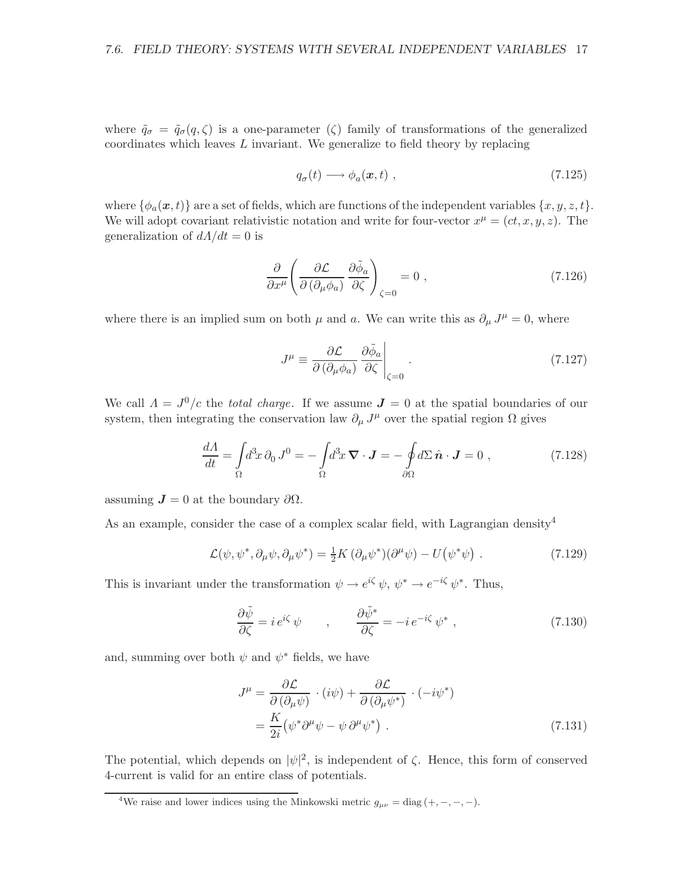where $\tilde{q}_\sigma = \tilde{q}_\sigma(q, \zeta)$ is a one-parameter ($\zeta$) family of transformations of the generalized coordinates which leaves $L$ invariant. We generalize to field theory by replacing

$$q_\sigma(t) \longrightarrow \phi_a(\boldsymbol{x}, t) \; , \tag{7.125}$$

where $\{\phi_a(\boldsymbol{x}, t)\}$ are a set of fields, which are functions of the independent variables $\{x, y, z, t\}$. We will adopt covariant relativistic notation and write for four-vector $x^\mu = (ct, x, y, z)$. The generalization of $d\Lambda/dt = 0$ is

$$\frac{\partial}{\partial x^\mu} \left( \frac{\partial \mathcal{L}}{\partial \left( \partial_\mu \phi_a \right)} \, \frac{\partial \tilde{\phi}_a}{\partial \zeta} \right)_{\zeta=0} = 0 \; , \tag{7.126}$$

where there is an implied sum on both $\mu$ and $a$. We can write this as $\partial_\mu J^\mu = 0$, where

$$J^\mu \equiv \frac{\partial \mathcal{L}}{\partial \left( \partial_\mu \phi_a \right)} \, \frac{\partial \tilde{\phi}_a}{\partial \zeta} \bigg|_{\zeta=0} \; . \tag{7.127}$$

We call $\Lambda = J^0/c$ the *total charge*. If we assume $\boldsymbol{J} = 0$ at the spatial boundaries of our system, then integrating the conservation law $\partial_\mu J^\mu$ over the spatial region $\Omega$ gives

$$\frac{d\Lambda}{dt} = \int\limits_\Omega d^3\!x \, \partial_0 \, J^0 = - \int\limits_\Omega d^3\!x \, \boldsymbol{\nabla} \cdot \boldsymbol{J} = - \oint\limits_{\partial\Omega} d\Sigma \, \hat{\boldsymbol{n}} \cdot \boldsymbol{J} = 0 \; , \tag{7.128}$$

assuming $\boldsymbol{J} = 0$ at the boundary $\partial\Omega$.

As an example, consider the case of a complex scalar field, with Lagrangian density[4]

$$\mathcal{L}(\psi, \psi^*, \partial_\mu \psi, \partial_\mu \psi^*) = \tfrac{1}{2} K \, (\partial_\mu \psi^*)(\partial^\mu \psi) - U\big(\psi^* \psi\big) \; . \tag{7.129}$$

This is invariant under the transformation $\psi \to e^{i\zeta} \, \psi$, $\psi^* \to e^{-i\zeta} \, \psi^*$. Thus,

$$\frac{\partial \tilde{\psi}}{\partial \zeta} = i \, e^{i\zeta} \, \psi \qquad , \qquad \frac{\partial \tilde{\psi}^*}{\partial \zeta} = -i \, e^{-i\zeta} \, \psi^* \; , \tag{7.130}$$

and, summing over both $\psi$ and $\psi^*$ fields, we have

$$\begin{aligned} J^\mu &= \frac{\partial \mathcal{L}}{\partial \left( \partial_\mu \psi \right)} \cdot (i\psi) + \frac{\partial \mathcal{L}}{\partial \left( \partial_\mu \psi^* \right)} \cdot (-i\psi^*) \\ &= \frac{K}{2i} \big( \psi^* \partial^\mu \psi - \psi \, \partial^\mu \psi^* \big) \; . \end{aligned} \tag{7.131}$$

The potential, which depends on $|\psi|^2$, is independent of $\zeta$. Hence, this form of conserved 4-current is valid for an entire class of potentials.

---

[4] We raise and lower indices using the Minkowski metric $g_{\mu\nu} = \text{diag}\,(+, -, -, -)$.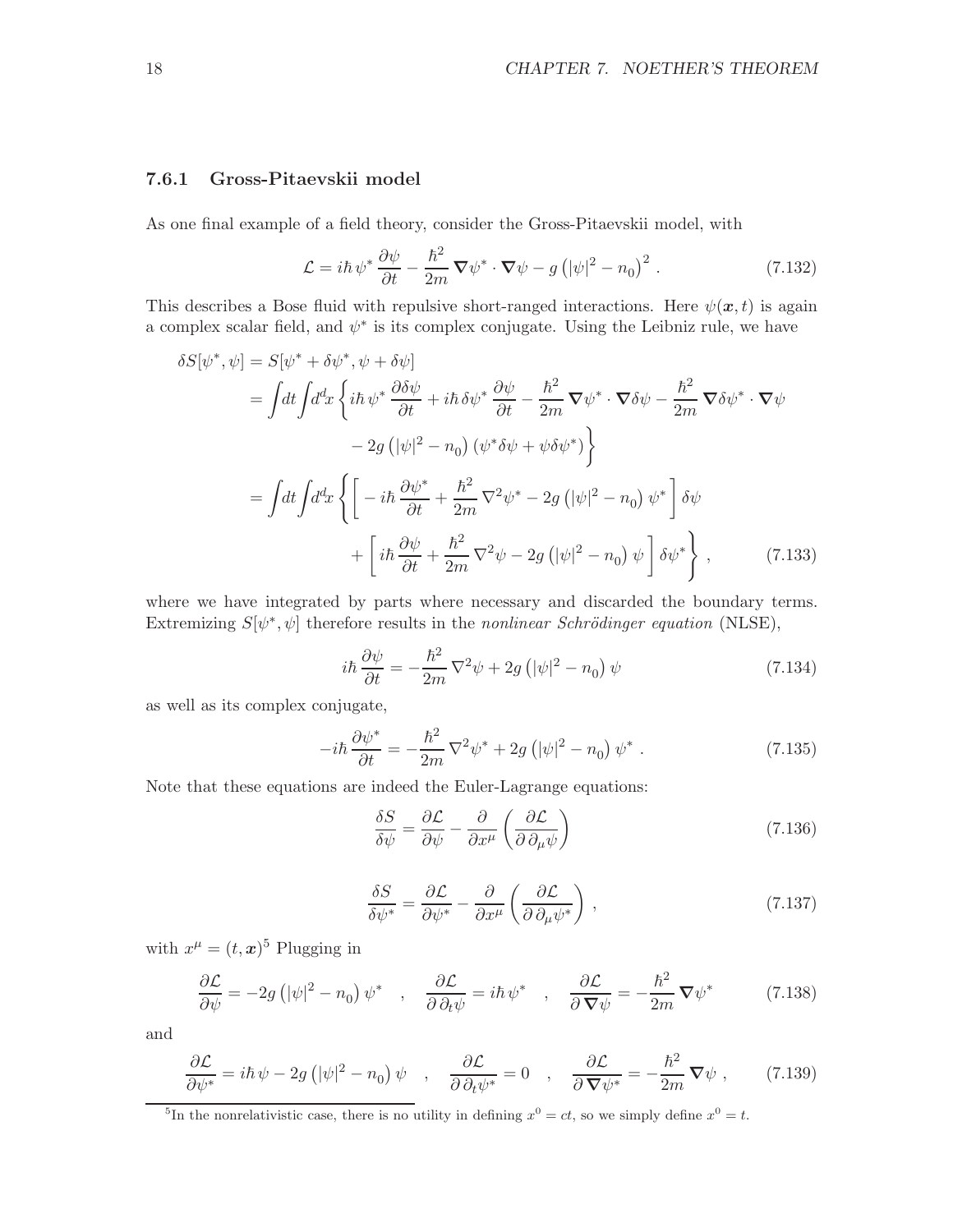### 7.6.1 Gross-Pitaevskii model

As one final example of a field theory, consider the Gross-Pitaevskii model, with

$$\mathcal{L} = i\hbar\,\psi^*\,\frac{\partial\psi}{\partial t} - \frac{\hbar^2}{2m}\,\boldsymbol{\nabla}\psi^*\cdot\boldsymbol{\nabla}\psi - g\left(|\psi|^2 - n_0\right)^2 . \tag{7.132}$$

This describes a Bose fluid with repulsive short-ranged interactions. Here $\psi(\boldsymbol{x},t)$ is again a complex scalar field, and $\psi^*$ is its complex conjugate. Using the Leibniz rule, we have

$$\begin{aligned}
\delta S[\psi^*,\psi] &= S[\psi^* + \delta\psi^*, \psi + \delta\psi] \\
&= \int\! dt \int\! d^d\!x\,\bigg\{ i\hbar\,\psi^*\,\frac{\partial\delta\psi}{\partial t} + i\hbar\,\delta\psi^*\,\frac{\partial\psi}{\partial t} - \frac{\hbar^2}{2m}\,\boldsymbol{\nabla}\psi^*\cdot\boldsymbol{\nabla}\delta\psi - \frac{\hbar^2}{2m}\,\boldsymbol{\nabla}\delta\psi^*\cdot\boldsymbol{\nabla}\psi \\
&\qquad\qquad - 2g\left(|\psi|^2 - n_0\right)\left(\psi^*\delta\psi + \psi\delta\psi^*\right)\bigg\} \\
&= \int\! dt \int\! d^d\!x\,\bigg\{ \bigg[ -i\hbar\,\frac{\partial\psi^*}{\partial t} + \frac{\hbar^2}{2m}\,\nabla^2\psi^* - 2g\left(|\psi|^2 - n_0\right)\psi^* \bigg]\,\delta\psi \\
&\qquad\qquad + \bigg[ i\hbar\,\frac{\partial\psi}{\partial t} + \frac{\hbar^2}{2m}\,\nabla^2\psi - 2g\left(|\psi|^2 - n_0\right)\psi \bigg]\,\delta\psi^* \bigg\} ,
\end{aligned} \tag{7.133}$$

where we have integrated by parts where necessary and discarded the boundary terms. Extremizing $S[\psi^*,\psi]$ therefore results in the *nonlinear Schrödinger equation* (NLSE),

$$i\hbar\,\frac{\partial\psi}{\partial t} = -\frac{\hbar^2}{2m}\,\nabla^2\psi + 2g\left(|\psi|^2 - n_0\right)\psi \tag{7.134}$$

as well as its complex conjugate,

$$-i\hbar\,\frac{\partial\psi^*}{\partial t} = -\frac{\hbar^2}{2m}\,\nabla^2\psi^* + 2g\left(|\psi|^2 - n_0\right)\psi^* . \tag{7.135}$$

Note that these equations are indeed the Euler-Lagrange equations:

$$\frac{\delta S}{\delta\psi} = \frac{\partial\mathcal{L}}{\partial\psi} - \frac{\partial}{\partial x^\mu}\left(\frac{\partial\mathcal{L}}{\partial\,\partial_\mu\psi}\right) \tag{7.136}$$

$$\frac{\delta S}{\delta\psi^*} = \frac{\partial\mathcal{L}}{\partial\psi^*} - \frac{\partial}{\partial x^\mu}\left(\frac{\partial\mathcal{L}}{\partial\,\partial_\mu\psi^*}\right) , \tag{7.137}$$

with $x^\mu = (t,\boldsymbol{x})$[5] Plugging in

$$\frac{\partial\mathcal{L}}{\partial\psi} = -2g\left(|\psi|^2 - n_0\right)\psi^* \quad , \quad \frac{\partial\mathcal{L}}{\partial\,\partial_t\psi} = i\hbar\,\psi^* \quad , \quad \frac{\partial\mathcal{L}}{\partial\,\boldsymbol{\nabla}\psi} = -\frac{\hbar^2}{2m}\,\boldsymbol{\nabla}\psi^* \tag{7.138}$$

and

$$\frac{\partial\mathcal{L}}{\partial\psi^*} = i\hbar\,\psi - 2g\left(|\psi|^2 - n_0\right)\psi \quad , \quad \frac{\partial\mathcal{L}}{\partial\,\partial_t\psi^*} = 0 \quad , \quad \frac{\partial\mathcal{L}}{\partial\,\boldsymbol{\nabla}\psi^*} = -\frac{\hbar^2}{2m}\,\boldsymbol{\nabla}\psi , \tag{7.139}$$

[5] In the nonrelativistic case, there is no utility in defining $x^0 = ct$, so we simply define $x^0 = t$.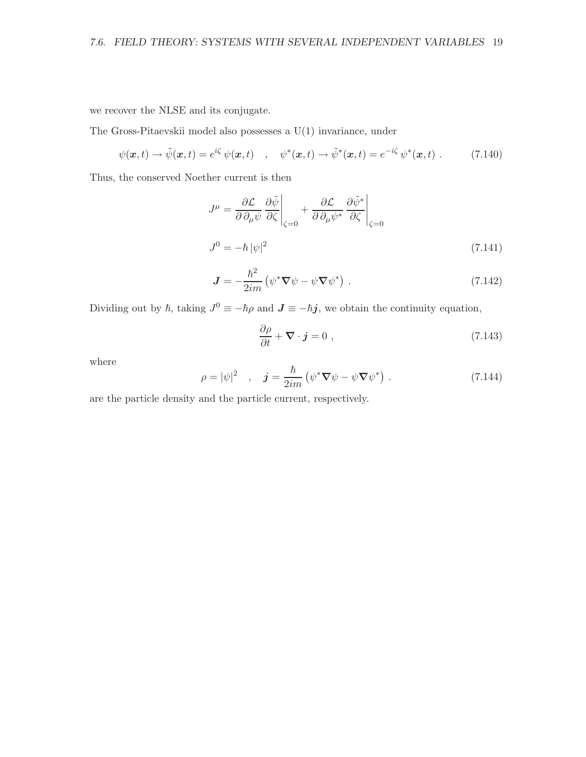we recover the NLSE and its conjugate.

The Gross-Pitaevskii model also possesses a U(1) invariance, under

$$\psi(\boldsymbol{x},t) \to \tilde{\psi}(\boldsymbol{x},t) = e^{i\zeta}\,\psi(\boldsymbol{x},t) \quad , \quad \psi^*(\boldsymbol{x},t) \to \tilde{\psi}^*(\boldsymbol{x},t) = e^{-i\zeta}\,\psi^*(\boldsymbol{x},t) \; . \tag{7.140}$$

Thus, the conserved Noether current is then

$$J^\mu = \frac{\partial \mathcal{L}}{\partial\,\partial_\mu \psi}\,\frac{\partial \tilde{\psi}}{\partial \zeta}\bigg|_{\zeta=0} + \frac{\partial \mathcal{L}}{\partial\,\partial_\mu \psi^*}\,\frac{\partial \tilde{\psi}^*}{\partial \zeta}\bigg|_{\zeta=0}$$

$$J^0 = -\hbar\,|\psi|^2 \tag{7.141}$$

$$\boldsymbol{J} = -\frac{\hbar^2}{2im}\left(\psi^* \boldsymbol{\nabla}\psi - \psi \boldsymbol{\nabla}\psi^*\right) \; . \tag{7.142}$$

Dividing out by $\hbar$, taking $J^0 \equiv -\hbar\rho$ and $\boldsymbol{J} \equiv -\hbar\boldsymbol{j}$, we obtain the continuity equation,

$$\frac{\partial \rho}{\partial t} + \boldsymbol{\nabla}\cdot\boldsymbol{j} = 0 \; , \tag{7.143}$$

where

$$\rho = |\psi|^2 \quad , \quad \boldsymbol{j} = \frac{\hbar}{2im}\left(\psi^* \boldsymbol{\nabla}\psi - \psi \boldsymbol{\nabla}\psi^*\right) \; . \tag{7.144}$$

are the particle density and the particle current, respectively.